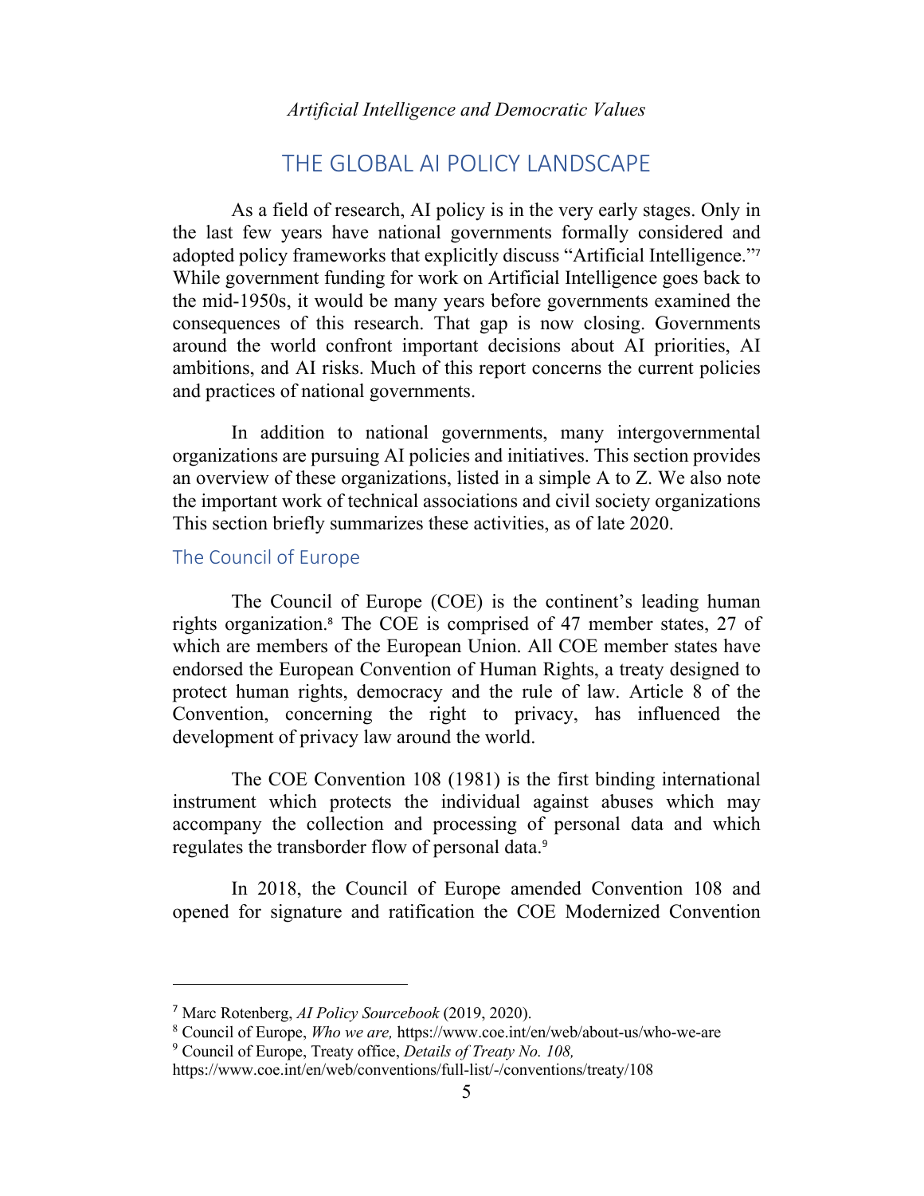# THE GLOBAL AI POLICY LANDSCAPE

As a field of research, AI policy is in the very early stages. Only in the last few years have national governments formally considered and adopted policy frameworks that explicitly discuss "Artificial Intelligence."[7] While government funding for work on Artificial Intelligence goes back to the mid-1950s, it would be many years before governments examined the consequences of this research. That gap is now closing. Governments around the world confront important decisions about AI priorities, AI ambitions, and AI risks. Much of this report concerns the current policies and practices of national governments.

In addition to national governments, many intergovernmental organizations are pursuing AI policies and initiatives. This section provides an overview of these organizations, listed in a simple A to Z. We also note the important work of technical associations and civil society organizations This section briefly summarizes these activities, as of late 2020.

## The Council of Europe

The Council of Europe (COE) is the continent's leading human rights organization.[8] The COE is comprised of 47 member states, 27 of which are members of the European Union. All COE member states have endorsed the European Convention of Human Rights, a treaty designed to protect human rights, democracy and the rule of law. Article 8 of the Convention, concerning the right to privacy, has influenced the development of privacy law around the world.

The COE Convention 108 (1981) is the first binding international instrument which protects the individual against abuses which may accompany the collection and processing of personal data and which regulates the transborder flow of personal data.[9]

In 2018, the Council of Europe amended Convention 108 and opened for signature and ratification the COE Modernized Convention

---

[7] Marc Rotenberg, *AI Policy Sourcebook* (2019, 2020).

[8] Council of Europe, *Who we are,* https://www.coe.int/en/web/about-us/who-we-are

[9] Council of Europe, Treaty office, *Details of Treaty No. 108,* https://www.coe.int/en/web/conventions/full-list/-/conventions/treaty/108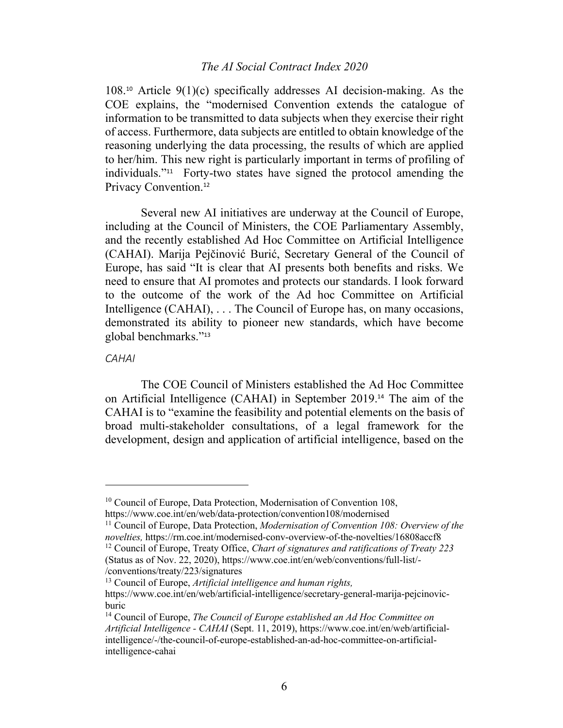108.[10] Article 9(1)(c) specifically addresses AI decision-making. As the COE explains, the "modernised Convention extends the catalogue of information to be transmitted to data subjects when they exercise their right of access. Furthermore, data subjects are entitled to obtain knowledge of the reasoning underlying the data processing, the results of which are applied to her/him. This new right is particularly important in terms of profiling of individuals."[11] Forty-two states have signed the protocol amending the Privacy Convention.[12]

Several new AI initiatives are underway at the Council of Europe, including at the Council of Ministers, the COE Parliamentary Assembly, and the recently established Ad Hoc Committee on Artificial Intelligence (CAHAI). Marija Pejčinović Burić, Secretary General of the Council of Europe, has said "It is clear that AI presents both benefits and risks. We need to ensure that AI promotes and protects our standards. I look forward to the outcome of the work of the Ad hoc Committee on Artificial Intelligence (CAHAI), . . . The Council of Europe has, on many occasions, demonstrated its ability to pioneer new standards, which have become global benchmarks."[13]

*CAHAI*

The COE Council of Ministers established the Ad Hoc Committee on Artificial Intelligence (CAHAI) in September 2019.[14] The aim of the CAHAI is to "examine the feasibility and potential elements on the basis of broad multi-stakeholder consultations, of a legal framework for the development, design and application of artificial intelligence, based on the

---

[10] Council of Europe, Data Protection, Modernisation of Convention 108, https://www.coe.int/en/web/data-protection/convention108/modernised

[11] Council of Europe, Data Protection, *Modernisation of Convention 108: Overview of the novelties,* https://rm.coe.int/modernised-conv-overview-of-the-novelties/16808accf8

[12] Council of Europe, Treaty Office, *Chart of signatures and ratifications of Treaty 223* (Status as of Nov. 22, 2020), https://www.coe.int/en/web/conventions/full-list/-/conventions/treaty/223/signatures

[13] Council of Europe, *Artificial intelligence and human rights,* https://www.coe.int/en/web/artificial-intelligence/secretary-general-marija-pejcinovic-buric

[14] Council of Europe, *The Council of Europe established an Ad Hoc Committee on Artificial Intelligence - CAHAI* (Sept. 11, 2019), https://www.coe.int/en/web/artificial-intelligence/-/the-council-of-europe-established-an-ad-hoc-committee-on-artificial-intelligence-cahai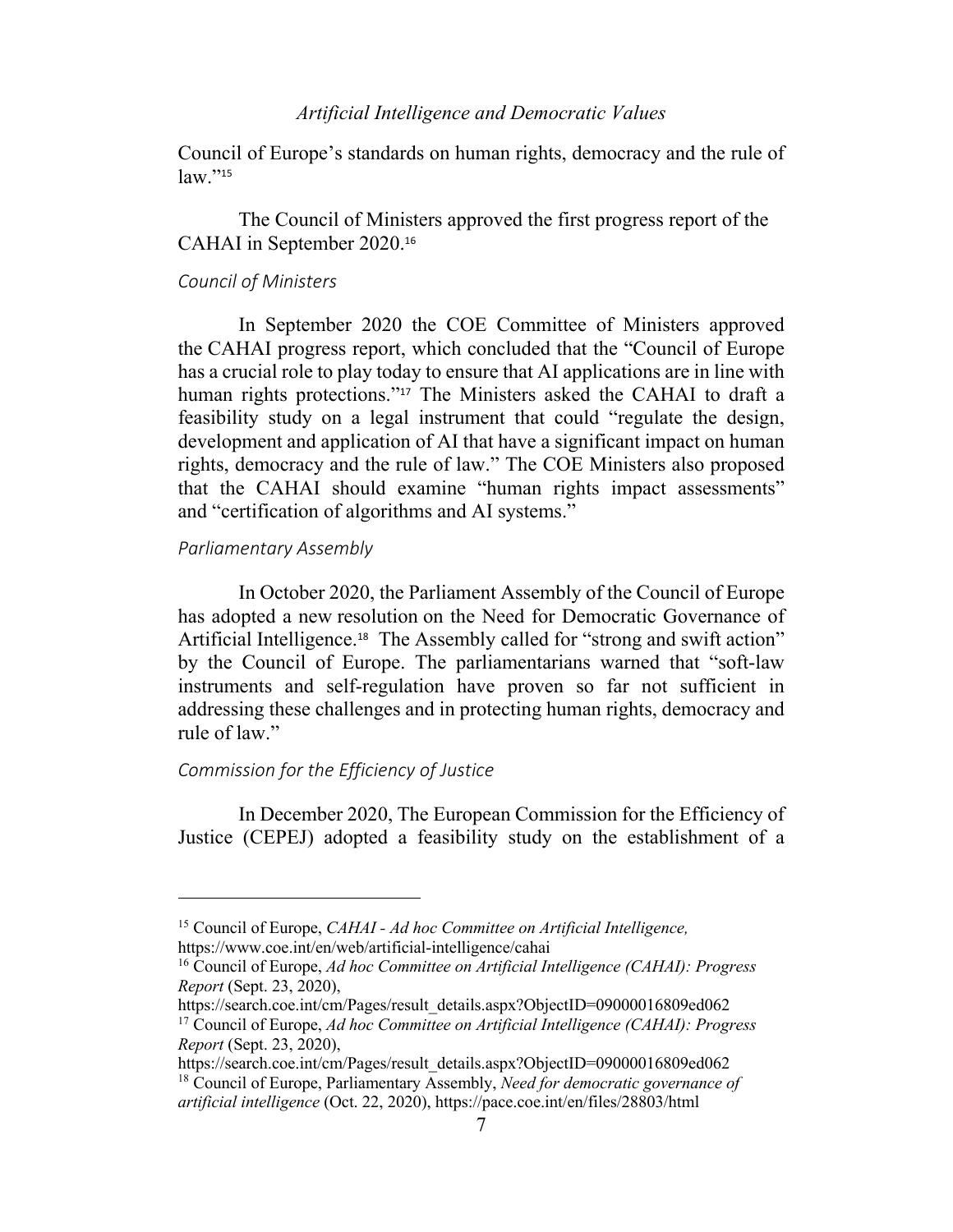Council of Europe's standards on human rights, democracy and the rule of law."[15]

The Council of Ministers approved the first progress report of the CAHAI in September 2020.[16]

*Council of Ministers*

In September 2020 the COE Committee of Ministers approved the CAHAI progress report, which concluded that the "Council of Europe has a crucial role to play today to ensure that AI applications are in line with human rights protections."[17] The Ministers asked the CAHAI to draft a feasibility study on a legal instrument that could "regulate the design, development and application of AI that have a significant impact on human rights, democracy and the rule of law." The COE Ministers also proposed that the CAHAI should examine "human rights impact assessments" and "certification of algorithms and AI systems."

*Parliamentary Assembly*

In October 2020, the Parliament Assembly of the Council of Europe has adopted a new resolution on the Need for Democratic Governance of Artificial Intelligence.[18] The Assembly called for "strong and swift action" by the Council of Europe. The parliamentarians warned that "soft-law instruments and self-regulation have proven so far not sufficient in addressing these challenges and in protecting human rights, democracy and rule of law."

*Commission for the Efficiency of Justice*

In December 2020, The European Commission for the Efficiency of Justice (CEPEJ) adopted a feasibility study on the establishment of a

---

[15] Council of Europe, *CAHAI - Ad hoc Committee on Artificial Intelligence,* https://www.coe.int/en/web/artificial-intelligence/cahai

[16] Council of Europe, *Ad hoc Committee on Artificial Intelligence (CAHAI): Progress Report* (Sept. 23, 2020), https://search.coe.int/cm/Pages/result_details.aspx?ObjectID=09000016809ed062

[17] Council of Europe, *Ad hoc Committee on Artificial Intelligence (CAHAI): Progress Report* (Sept. 23, 2020), https://search.coe.int/cm/Pages/result_details.aspx?ObjectID=09000016809ed062

[18] Council of Europe, Parliamentary Assembly, *Need for democratic governance of artificial intelligence* (Oct. 22, 2020), https://pace.coe.int/en/files/28803/html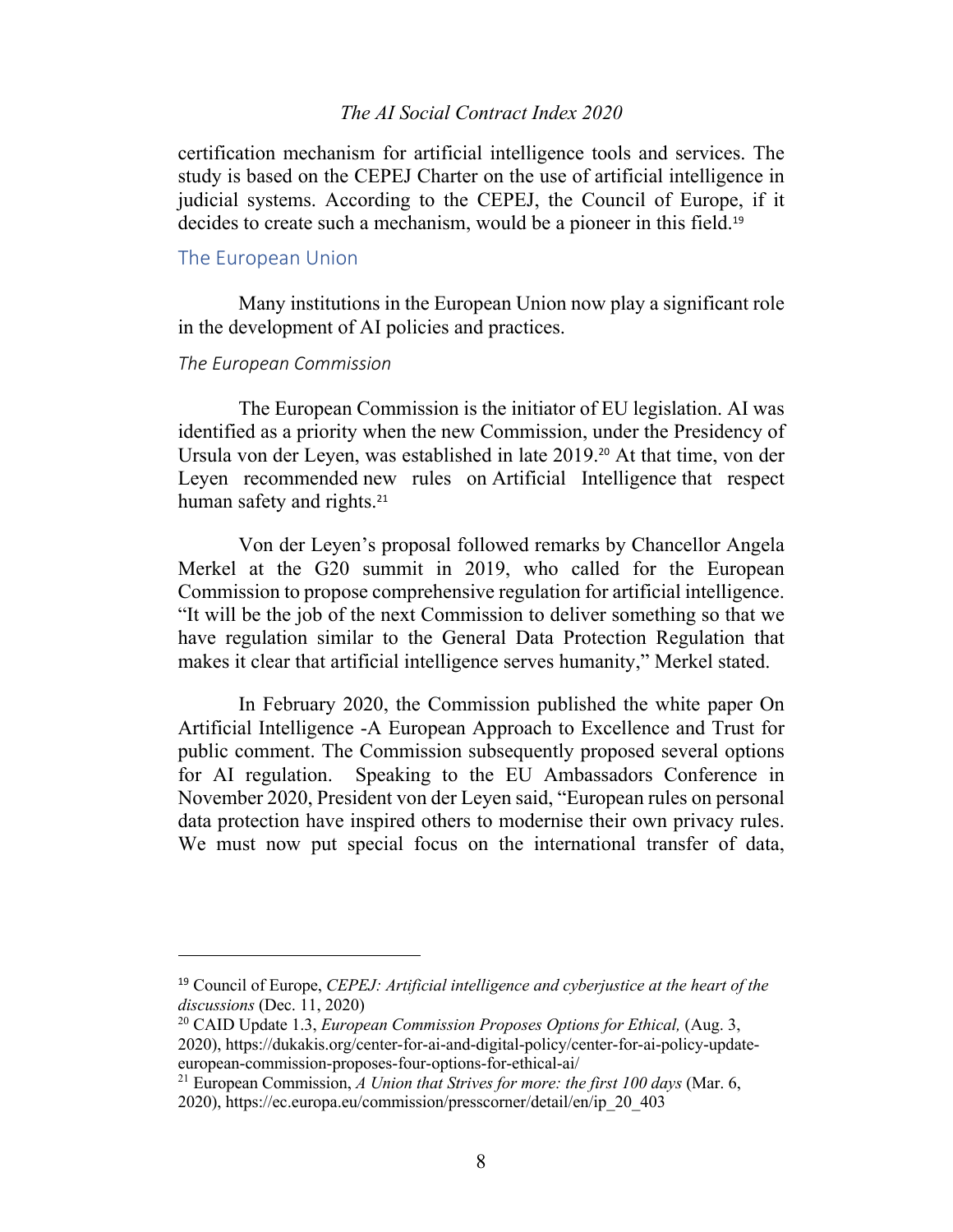certification mechanism for artificial intelligence tools and services. The study is based on the CEPEJ Charter on the use of artificial intelligence in judicial systems. According to the CEPEJ, the Council of Europe, if it decides to create such a mechanism, would be a pioneer in this field.[19]

## The European Union

Many institutions in the European Union now play a significant role in the development of AI policies and practices.

### *The European Commission*

The European Commission is the initiator of EU legislation. AI was identified as a priority when the new Commission, under the Presidency of Ursula von der Leyen, was established in late 2019.[20] At that time, von der Leyen recommended new rules on Artificial Intelligence that respect human safety and rights.[21]

Von der Leyen's proposal followed remarks by Chancellor Angela Merkel at the G20 summit in 2019, who called for the European Commission to propose comprehensive regulation for artificial intelligence. "It will be the job of the next Commission to deliver something so that we have regulation similar to the General Data Protection Regulation that makes it clear that artificial intelligence serves humanity," Merkel stated.

In February 2020, the Commission published the white paper On Artificial Intelligence -A European Approach to Excellence and Trust for public comment. The Commission subsequently proposed several options for AI regulation. Speaking to the EU Ambassadors Conference in November 2020, President von der Leyen said, "European rules on personal data protection have inspired others to modernise their own privacy rules. We must now put special focus on the international transfer of data,

---

[19] Council of Europe, *CEPEJ: Artificial intelligence and cyberjustice at the heart of the discussions* (Dec. 11, 2020)

[20] CAID Update 1.3, *European Commission Proposes Options for Ethical,* (Aug. 3, 2020), https://dukakis.org/center-for-ai-and-digital-policy/center-for-ai-policy-update-european-commission-proposes-four-options-for-ethical-ai/

[21] European Commission, *A Union that Strives for more: the first 100 days* (Mar. 6, 2020), https://ec.europa.eu/commission/presscorner/detail/en/ip_20_403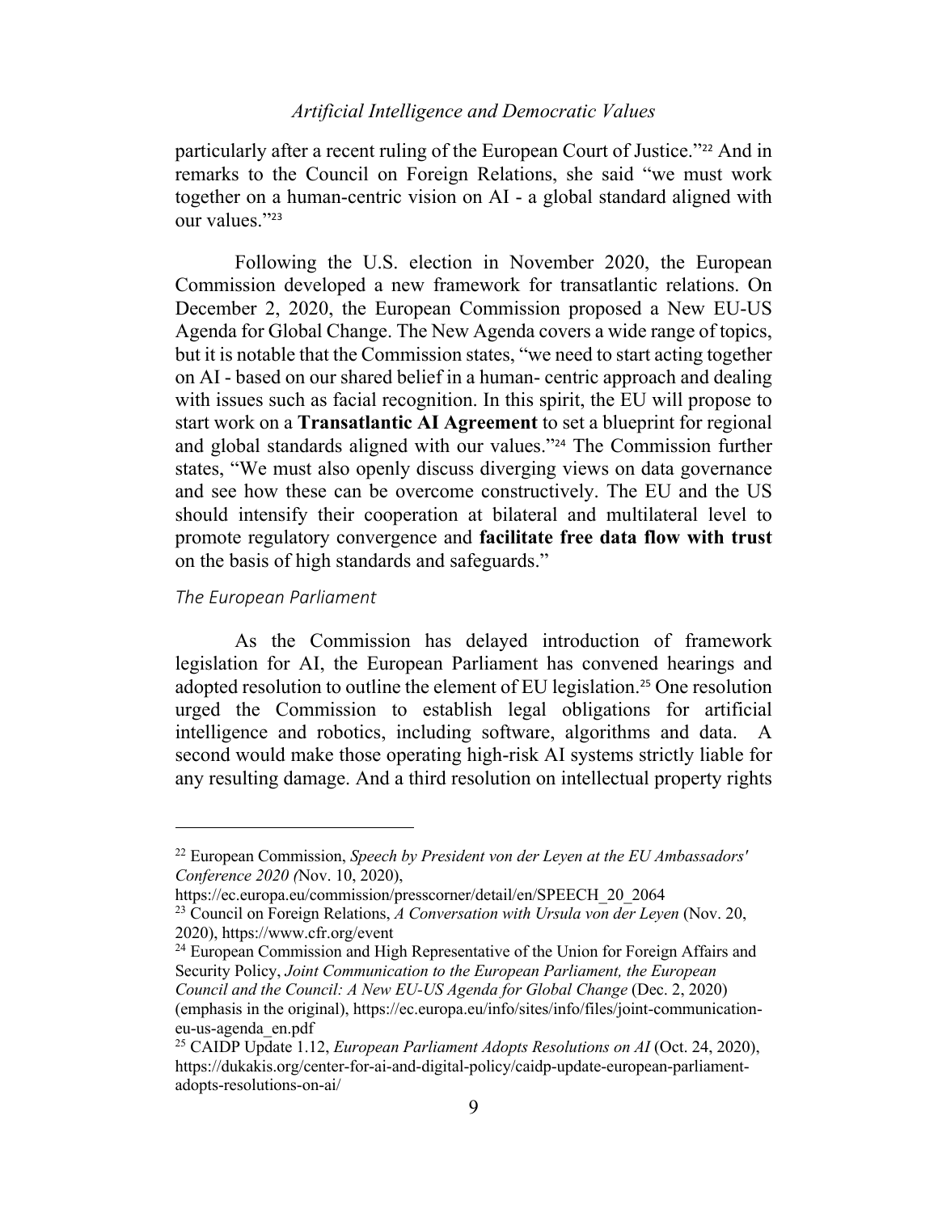particularly after a recent ruling of the European Court of Justice."[22] And in remarks to the Council on Foreign Relations, she said "we must work together on a human-centric vision on AI - a global standard aligned with our values."[23]

Following the U.S. election in November 2020, the European Commission developed a new framework for transatlantic relations. On December 2, 2020, the European Commission proposed a New EU-US Agenda for Global Change. The New Agenda covers a wide range of topics, but it is notable that the Commission states, "we need to start acting together on AI - based on our shared belief in a human- centric approach and dealing with issues such as facial recognition. In this spirit, the EU will propose to start work on a **Transatlantic AI Agreement** to set a blueprint for regional and global standards aligned with our values."[24] The Commission further states, "We must also openly discuss diverging views on data governance and see how these can be overcome constructively. The EU and the US should intensify their cooperation at bilateral and multilateral level to promote regulatory convergence and **facilitate free data flow with trust** on the basis of high standards and safeguards."

### *The European Parliament*

As the Commission has delayed introduction of framework legislation for AI, the European Parliament has convened hearings and adopted resolution to outline the element of EU legislation.[25] One resolution urged the Commission to establish legal obligations for artificial intelligence and robotics, including software, algorithms and data. A second would make those operating high-risk AI systems strictly liable for any resulting damage. And a third resolution on intellectual property rights

---

[22] European Commission, *Speech by President von der Leyen at the EU Ambassadors' Conference 2020 (*Nov. 10, 2020), https://ec.europa.eu/commission/presscorner/detail/en/SPEECH_20_2064

[23] Council on Foreign Relations, *A Conversation with Ursula von der Leyen* (Nov. 20, 2020), https://www.cfr.org/event

[24] European Commission and High Representative of the Union for Foreign Affairs and Security Policy, *Joint Communication to the European Parliament, the European Council and the Council: A New EU-US Agenda for Global Change* (Dec. 2, 2020) (emphasis in the original), https://ec.europa.eu/info/sites/info/files/joint-communication-eu-us-agenda_en.pdf

[25] CAIDP Update 1.12, *European Parliament Adopts Resolutions on AI* (Oct. 24, 2020), https://dukakis.org/center-for-ai-and-digital-policy/caidp-update-european-parliament-adopts-resolutions-on-ai/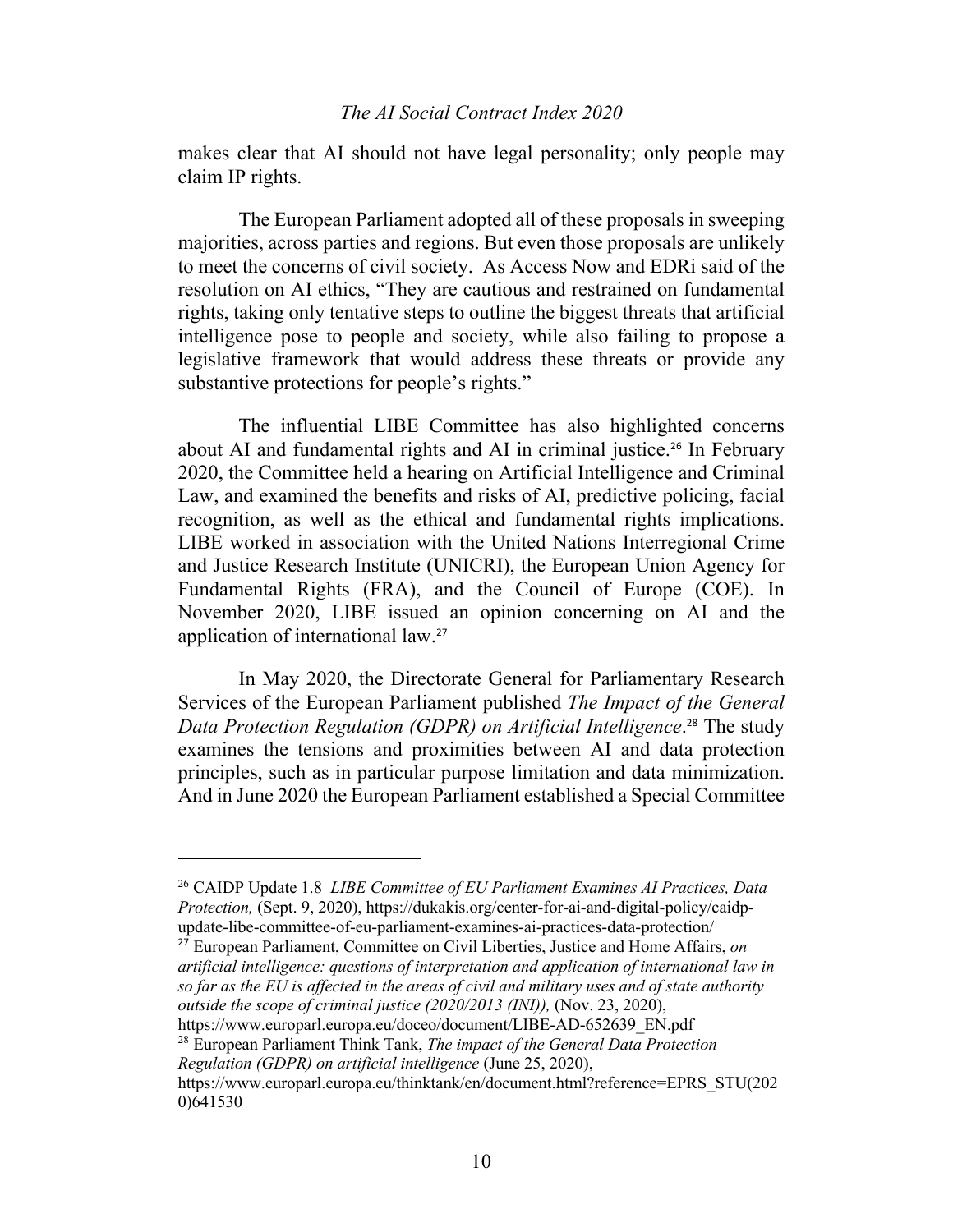makes clear that AI should not have legal personality; only people may claim IP rights.

The European Parliament adopted all of these proposals in sweeping majorities, across parties and regions. But even those proposals are unlikely to meet the concerns of civil society. As Access Now and EDRi said of the resolution on AI ethics, "They are cautious and restrained on fundamental rights, taking only tentative steps to outline the biggest threats that artificial intelligence pose to people and society, while also failing to propose a legislative framework that would address these threats or provide any substantive protections for people's rights."

The influential LIBE Committee has also highlighted concerns about AI and fundamental rights and AI in criminal justice.[26] In February 2020, the Committee held a hearing on Artificial Intelligence and Criminal Law, and examined the benefits and risks of AI, predictive policing, facial recognition, as well as the ethical and fundamental rights implications. LIBE worked in association with the United Nations Interregional Crime and Justice Research Institute (UNICRI), the European Union Agency for Fundamental Rights (FRA), and the Council of Europe (COE). In November 2020, LIBE issued an opinion concerning on AI and the application of international law.[27]

In May 2020, the Directorate General for Parliamentary Research Services of the European Parliament published *The Impact of the General Data Protection Regulation (GDPR) on Artificial Intelligence*.[28] The study examines the tensions and proximities between AI and data protection principles, such as in particular purpose limitation and data minimization. And in June 2020 the European Parliament established a Special Committee

---

[26] CAIDP Update 1.8 *LIBE Committee of EU Parliament Examines AI Practices, Data Protection,* (Sept. 9, 2020), https://dukakis.org/center-for-ai-and-digital-policy/caidp-update-libe-committee-of-eu-parliament-examines-ai-practices-data-protection/

[27] European Parliament, Committee on Civil Liberties, Justice and Home Affairs, *on artificial intelligence: questions of interpretation and application of international law in so far as the EU is affected in the areas of civil and military uses and of state authority outside the scope of criminal justice (2020/2013 (INI)),* (Nov. 23, 2020), https://www.europarl.europa.eu/doceo/document/LIBE-AD-652639_EN.pdf

[28] European Parliament Think Tank, *The impact of the General Data Protection Regulation (GDPR) on artificial intelligence* (June 25, 2020), https://www.europarl.europa.eu/thinktank/en/document.html?reference=EPRS_STU(2020)641530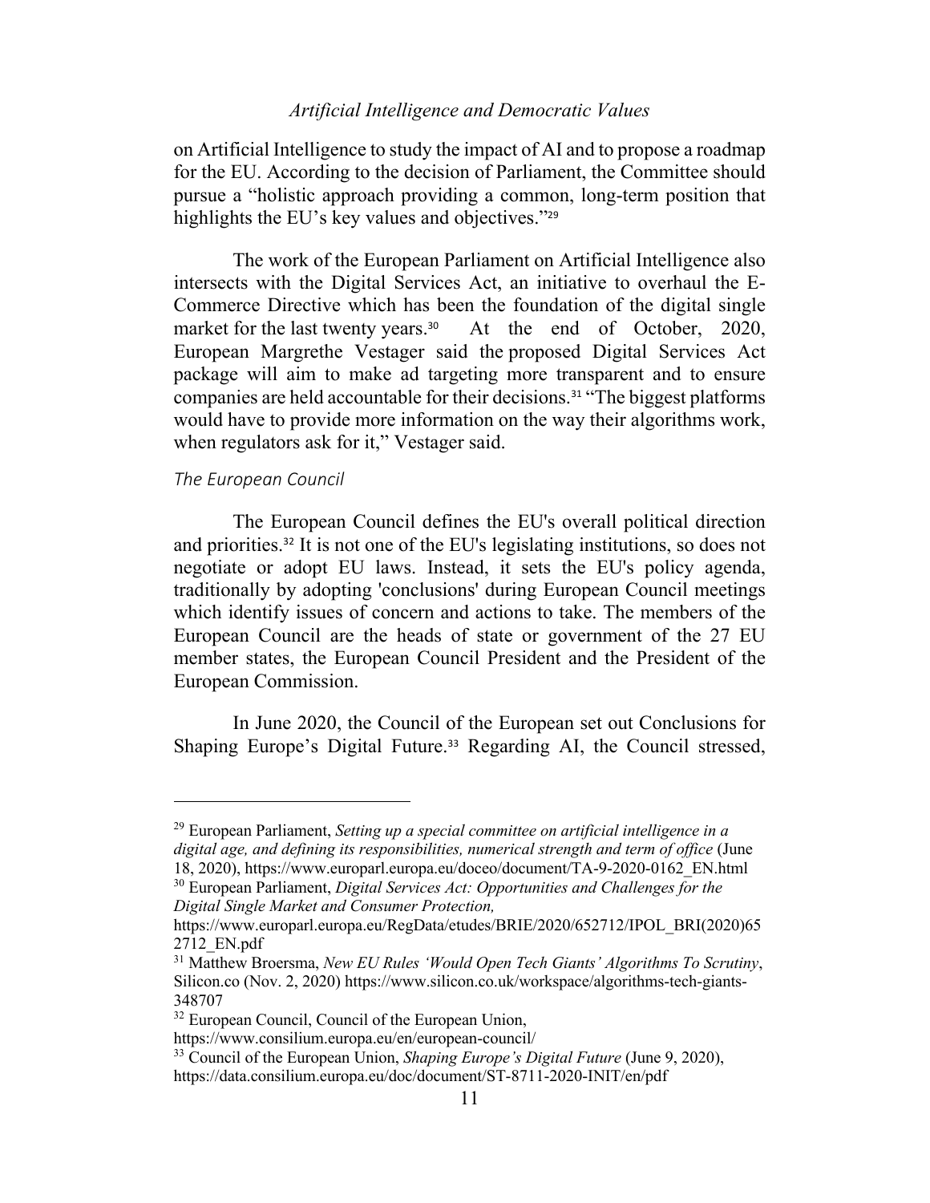on Artificial Intelligence to study the impact of AI and to propose a roadmap for the EU. According to the decision of Parliament, the Committee should pursue a "holistic approach providing a common, long-term position that highlights the EU's key values and objectives."[29]

The work of the European Parliament on Artificial Intelligence also intersects with the Digital Services Act, an initiative to overhaul the E-Commerce Directive which has been the foundation of the digital single market for the last twenty years.[30] At the end of October, 2020, European Margrethe Vestager said the proposed Digital Services Act package will aim to make ad targeting more transparent and to ensure companies are held accountable for their decisions.[31] "The biggest platforms would have to provide more information on the way their algorithms work, when regulators ask for it," Vestager said.

### *The European Council*

The European Council defines the EU's overall political direction and priorities.[32] It is not one of the EU's legislating institutions, so does not negotiate or adopt EU laws. Instead, it sets the EU's policy agenda, traditionally by adopting 'conclusions' during European Council meetings which identify issues of concern and actions to take. The members of the European Council are the heads of state or government of the 27 EU member states, the European Council President and the President of the European Commission.

In June 2020, the Council of the European set out Conclusions for Shaping Europe's Digital Future.[33] Regarding AI, the Council stressed,

---

[29] European Parliament, *Setting up a special committee on artificial intelligence in a digital age, and defining its responsibilities, numerical strength and term of office* (June 18, 2020), https://www.europarl.europa.eu/doceo/document/TA-9-2020-0162_EN.html

[30] European Parliament, *Digital Services Act: Opportunities and Challenges for the Digital Single Market and Consumer Protection,* https://www.europarl.europa.eu/RegData/etudes/BRIE/2020/652712/IPOL_BRI(2020)652712_EN.pdf

[31] Matthew Broersma, *New EU Rules 'Would Open Tech Giants' Algorithms To Scrutiny*, Silicon.co (Nov. 2, 2020) https://www.silicon.co.uk/workspace/algorithms-tech-giants-348707

[32] European Council, Council of the European Union, https://www.consilium.europa.eu/en/european-council/

[33] Council of the European Union, *Shaping Europe's Digital Future* (June 9, 2020), https://data.consilium.europa.eu/doc/document/ST-8711-2020-INIT/en/pdf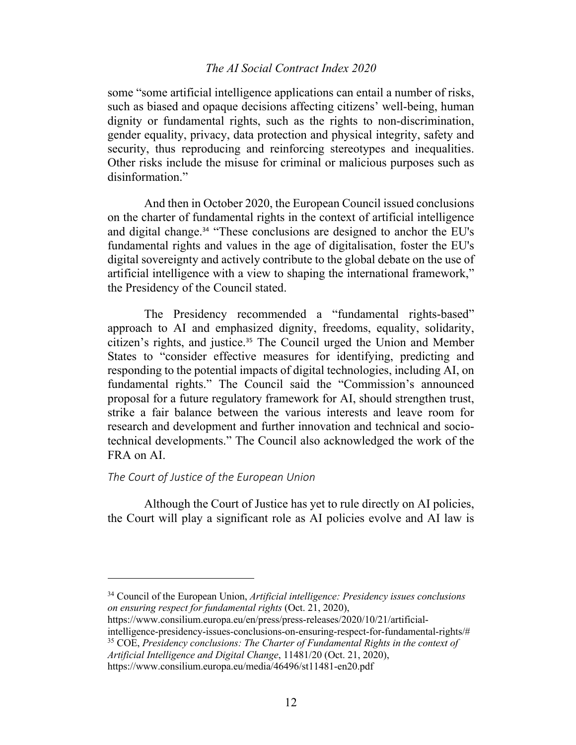some "some artificial intelligence applications can entail a number of risks, such as biased and opaque decisions affecting citizens' well-being, human dignity or fundamental rights, such as the rights to non-discrimination, gender equality, privacy, data protection and physical integrity, safety and security, thus reproducing and reinforcing stereotypes and inequalities. Other risks include the misuse for criminal or malicious purposes such as disinformation."

And then in October 2020, the European Council issued conclusions on the charter of fundamental rights in the context of artificial intelligence and digital change.[34] "These conclusions are designed to anchor the EU's fundamental rights and values in the age of digitalisation, foster the EU's digital sovereignty and actively contribute to the global debate on the use of artificial intelligence with a view to shaping the international framework," the Presidency of the Council stated.

The Presidency recommended a "fundamental rights-based" approach to AI and emphasized dignity, freedoms, equality, solidarity, citizen's rights, and justice.[35] The Council urged the Union and Member States to "consider effective measures for identifying, predicting and responding to the potential impacts of digital technologies, including AI, on fundamental rights." The Council said the "Commission's announced proposal for a future regulatory framework for AI, should strengthen trust, strike a fair balance between the various interests and leave room for research and development and further innovation and technical and socio-technical developments." The Council also acknowledged the work of the FRA on AI.

*The Court of Justice of the European Union*

Although the Court of Justice has yet to rule directly on AI policies, the Court will play a significant role as AI policies evolve and AI law is

---

[34] Council of the European Union, *Artificial intelligence: Presidency issues conclusions on ensuring respect for fundamental rights* (Oct. 21, 2020), https://www.consilium.europa.eu/en/press/press-releases/2020/10/21/artificial-intelligence-presidency-issues-conclusions-on-ensuring-respect-for-fundamental-rights/#

[35] COE, *Presidency conclusions: The Charter of Fundamental Rights in the context of Artificial Intelligence and Digital Change*, 11481/20 (Oct. 21, 2020), https://www.consilium.europa.eu/media/46496/st11481-en20.pdf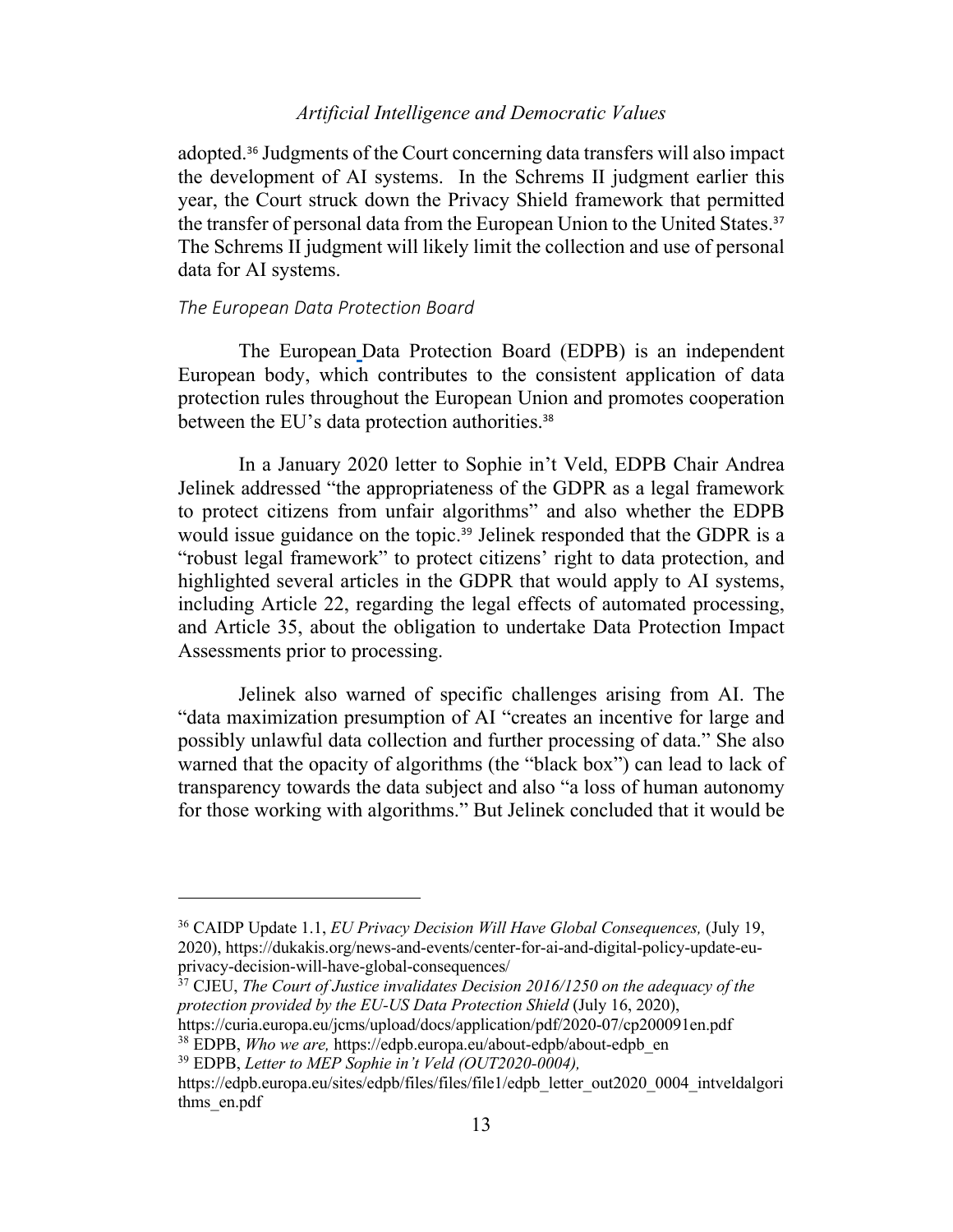adopted.[36] Judgments of the Court concerning data transfers will also impact the development of AI systems. In the Schrems II judgment earlier this year, the Court struck down the Privacy Shield framework that permitted the transfer of personal data from the European Union to the United States.[37] The Schrems II judgment will likely limit the collection and use of personal data for AI systems.

### *The European Data Protection Board*

The European Data Protection Board (EDPB) is an independent European body, which contributes to the consistent application of data protection rules throughout the European Union and promotes cooperation between the EU's data protection authorities.[38]

In a January 2020 letter to Sophie in't Veld, EDPB Chair Andrea Jelinek addressed "the appropriateness of the GDPR as a legal framework to protect citizens from unfair algorithms" and also whether the EDPB would issue guidance on the topic.[39] Jelinek responded that the GDPR is a "robust legal framework" to protect citizens' right to data protection, and highlighted several articles in the GDPR that would apply to AI systems, including Article 22, regarding the legal effects of automated processing, and Article 35, about the obligation to undertake Data Protection Impact Assessments prior to processing.

Jelinek also warned of specific challenges arising from AI. The "data maximization presumption of AI "creates an incentive for large and possibly unlawful data collection and further processing of data." She also warned that the opacity of algorithms (the "black box") can lead to lack of transparency towards the data subject and also "a loss of human autonomy for those working with algorithms." But Jelinek concluded that it would be

---

[36] CAIDP Update 1.1, *EU Privacy Decision Will Have Global Consequences,* (July 19, 2020), https://dukakis.org/news-and-events/center-for-ai-and-digital-policy-update-eu-privacy-decision-will-have-global-consequences/

[37] CJEU, *The Court of Justice invalidates Decision 2016/1250 on the adequacy of the protection provided by the EU-US Data Protection Shield* (July 16, 2020), https://curia.europa.eu/jcms/upload/docs/application/pdf/2020-07/cp200091en.pdf

[38] EDPB, *Who we are,* https://edpb.europa.eu/about-edpb/about-edpb_en

[39] EDPB, *Letter to MEP Sophie in't Veld (OUT2020-0004),* https://edpb.europa.eu/sites/edpb/files/files/file1/edpb_letter_out2020_0004_intveldalgorithms_en.pdf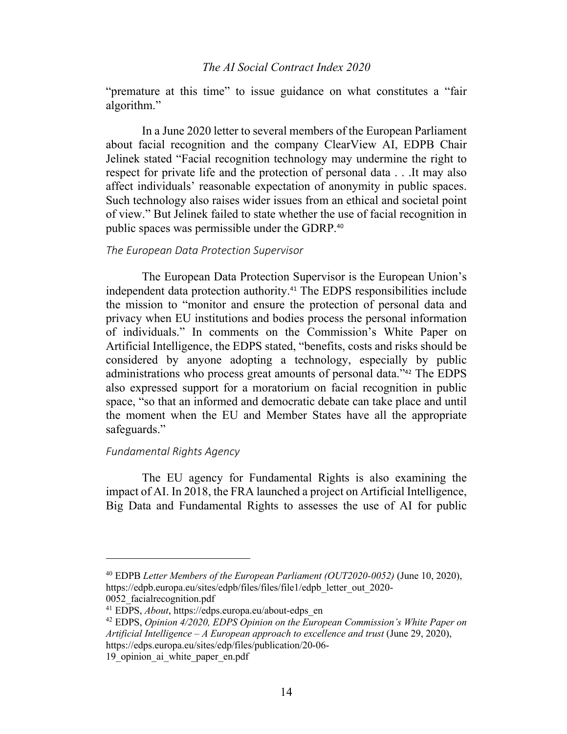"premature at this time" to issue guidance on what constitutes a "fair algorithm."

In a June 2020 letter to several members of the European Parliament about facial recognition and the company ClearView AI, EDPB Chair Jelinek stated "Facial recognition technology may undermine the right to respect for private life and the protection of personal data . . .It may also affect individuals' reasonable expectation of anonymity in public spaces. Such technology also raises wider issues from an ethical and societal point of view." But Jelinek failed to state whether the use of facial recognition in public spaces was permissible under the GDRP.[40]

*The European Data Protection Supervisor*

The European Data Protection Supervisor is the European Union's independent data protection authority.[41] The EDPS responsibilities include the mission to "monitor and ensure the protection of personal data and privacy when EU institutions and bodies process the personal information of individuals." In comments on the Commission's White Paper on Artificial Intelligence, the EDPS stated, "benefits, costs and risks should be considered by anyone adopting a technology, especially by public administrations who process great amounts of personal data."[42] The EDPS also expressed support for a moratorium on facial recognition in public space, "so that an informed and democratic debate can take place and until the moment when the EU and Member States have all the appropriate safeguards."

*Fundamental Rights Agency*

The EU agency for Fundamental Rights is also examining the impact of AI. In 2018, the FRA launched a project on Artificial Intelligence, Big Data and Fundamental Rights to assesses the use of AI for public

---

[40] EDPB *Letter Members of the European Parliament (OUT2020-0052)* (June 10, 2020), https://edpb.europa.eu/sites/edpb/files/files/file1/edpb_letter_out_2020-0052_facialrecognition.pdf

[41] EDPS, *About*, https://edps.europa.eu/about-edps_en

[42] EDPS, *Opinion 4/2020, EDPS Opinion on the European Commission's White Paper on Artificial Intelligence – A European approach to excellence and trust* (June 29, 2020), https://edps.europa.eu/sites/edp/files/publication/20-06-19_opinion_ai_white_paper_en.pdf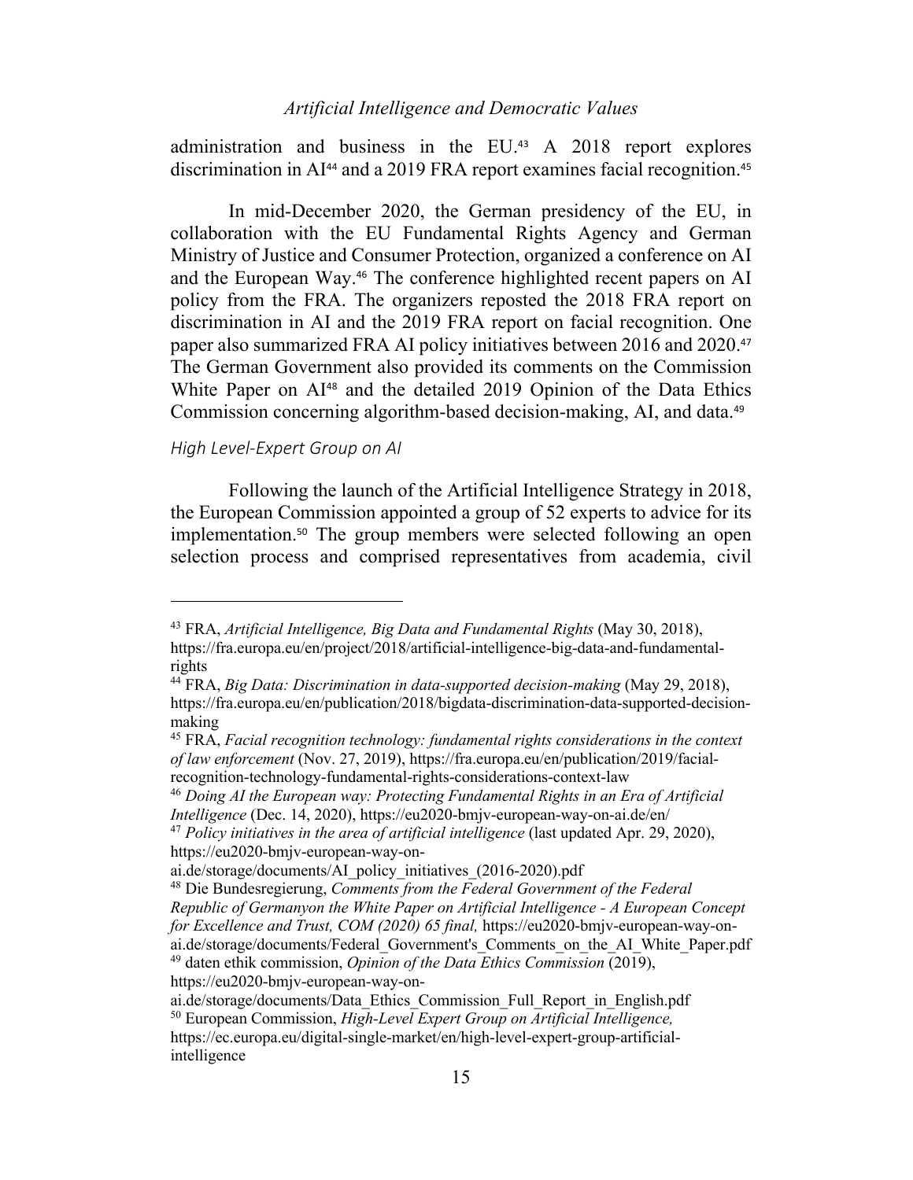administration and business in the EU.[43] A 2018 report explores discrimination in AI[44] and a 2019 FRA report examines facial recognition.[45]

In mid-December 2020, the German presidency of the EU, in collaboration with the EU Fundamental Rights Agency and German Ministry of Justice and Consumer Protection, organized a conference on AI and the European Way.[46] The conference highlighted recent papers on AI policy from the FRA. The organizers reposted the 2018 FRA report on discrimination in AI and the 2019 FRA report on facial recognition. One paper also summarized FRA AI policy initiatives between 2016 and 2020.[47] The German Government also provided its comments on the Commission White Paper on AI[48] and the detailed 2019 Opinion of the Data Ethics Commission concerning algorithm-based decision-making, AI, and data.[49]

### *High Level-Expert Group on AI*

Following the launch of the Artificial Intelligence Strategy in 2018, the European Commission appointed a group of 52 experts to advice for its implementation.[50] The group members were selected following an open selection process and comprised representatives from academia, civil

---

[43] FRA, *Artificial Intelligence, Big Data and Fundamental Rights* (May 30, 2018), https://fra.europa.eu/en/project/2018/artificial-intelligence-big-data-and-fundamental-rights

[44] FRA, *Big Data: Discrimination in data-supported decision-making* (May 29, 2018), https://fra.europa.eu/en/publication/2018/bigdata-discrimination-data-supported-decision-making

[45] FRA, *Facial recognition technology: fundamental rights considerations in the context of law enforcement* (Nov. 27, 2019), https://fra.europa.eu/en/publication/2019/facial-recognition-technology-fundamental-rights-considerations-context-law

[46] *Doing AI the European way: Protecting Fundamental Rights in an Era of Artificial Intelligence* (Dec. 14, 2020), https://eu2020-bmjv-european-way-on-ai.de/en/

[47] *Policy initiatives in the area of artificial intelligence* (last updated Apr. 29, 2020), https://eu2020-bmjv-european-way-on-ai.de/storage/documents/AI_policy_initiatives_(2016-2020).pdf

[48] Die Bundesregierung, *Comments from the Federal Government of the Federal Republic of Germanyon the White Paper on Artificial Intelligence - A European Concept for Excellence and Trust, COM (2020) 65 final,* https://eu2020-bmjv-european-way-on-ai.de/storage/documents/Federal_Government's_Comments_on_the_AI_White_Paper.pdf

[49] daten ethik commission, *Opinion of the Data Ethics Commission* (2019), https://eu2020-bmjv-european-way-on-ai.de/storage/documents/Data_Ethics_Commission_Full_Report_in_English.pdf

[50] European Commission, *High-Level Expert Group on Artificial Intelligence,* https://ec.europa.eu/digital-single-market/en/high-level-expert-group-artificial-intelligence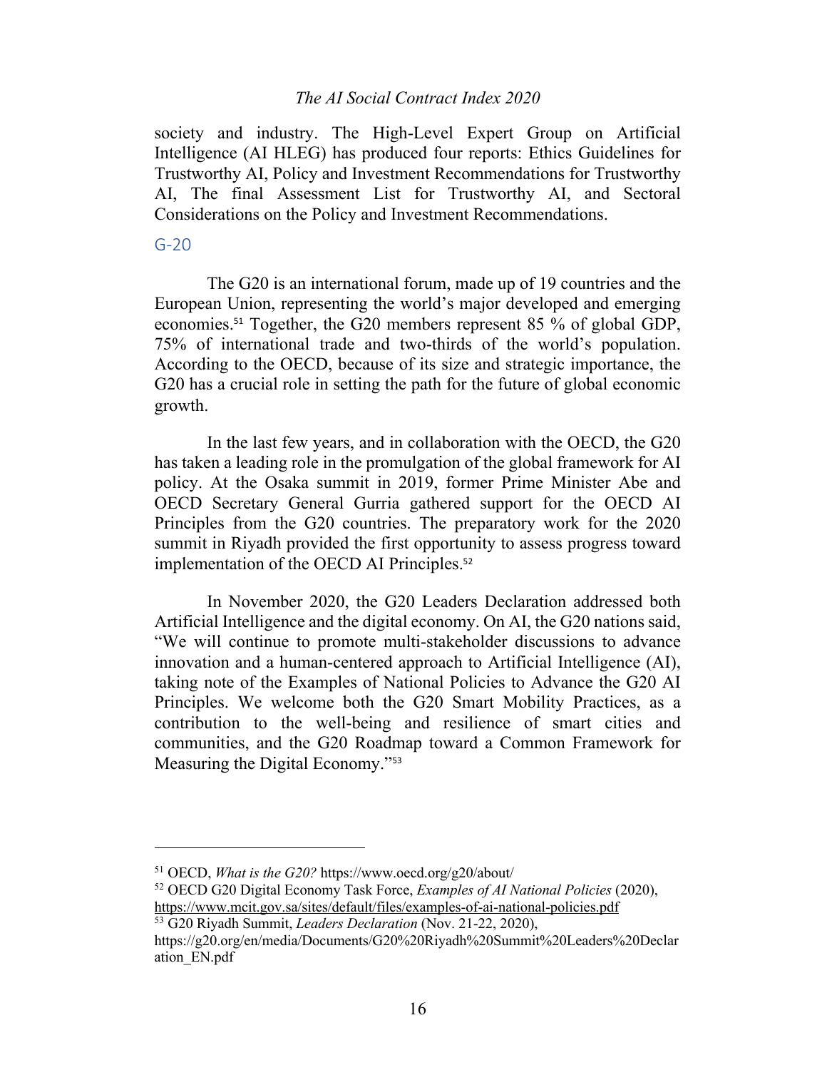society and industry. The High-Level Expert Group on Artificial Intelligence (AI HLEG) has produced four reports: Ethics Guidelines for Trustworthy AI, Policy and Investment Recommendations for Trustworthy AI, The final Assessment List for Trustworthy AI, and Sectoral Considerations on the Policy and Investment Recommendations.

### G-20

The G20 is an international forum, made up of 19 countries and the European Union, representing the world's major developed and emerging economies.[51] Together, the G20 members represent 85 % of global GDP, 75% of international trade and two-thirds of the world's population. According to the OECD, because of its size and strategic importance, the G20 has a crucial role in setting the path for the future of global economic growth.

In the last few years, and in collaboration with the OECD, the G20 has taken a leading role in the promulgation of the global framework for AI policy. At the Osaka summit in 2019, former Prime Minister Abe and OECD Secretary General Gurria gathered support for the OECD AI Principles from the G20 countries. The preparatory work for the 2020 summit in Riyadh provided the first opportunity to assess progress toward implementation of the OECD AI Principles.[52]

In November 2020, the G20 Leaders Declaration addressed both Artificial Intelligence and the digital economy. On AI, the G20 nations said, "We will continue to promote multi-stakeholder discussions to advance innovation and a human-centered approach to Artificial Intelligence (AI), taking note of the Examples of National Policies to Advance the G20 AI Principles. We welcome both the G20 Smart Mobility Practices, as a contribution to the well-being and resilience of smart cities and communities, and the G20 Roadmap toward a Common Framework for Measuring the Digital Economy."[53]

---

[51] OECD, *What is the G20?* https://www.oecd.org/g20/about/

[52] OECD G20 Digital Economy Task Force, *Examples of AI National Policies* (2020), https://www.mcit.gov.sa/sites/default/files/examples-of-ai-national-policies.pdf

[53] G20 Riyadh Summit, *Leaders Declaration* (Nov. 21-22, 2020), https://g20.org/en/media/Documents/G20%20Riyadh%20Summit%20Leaders%20Declaration_EN.pdf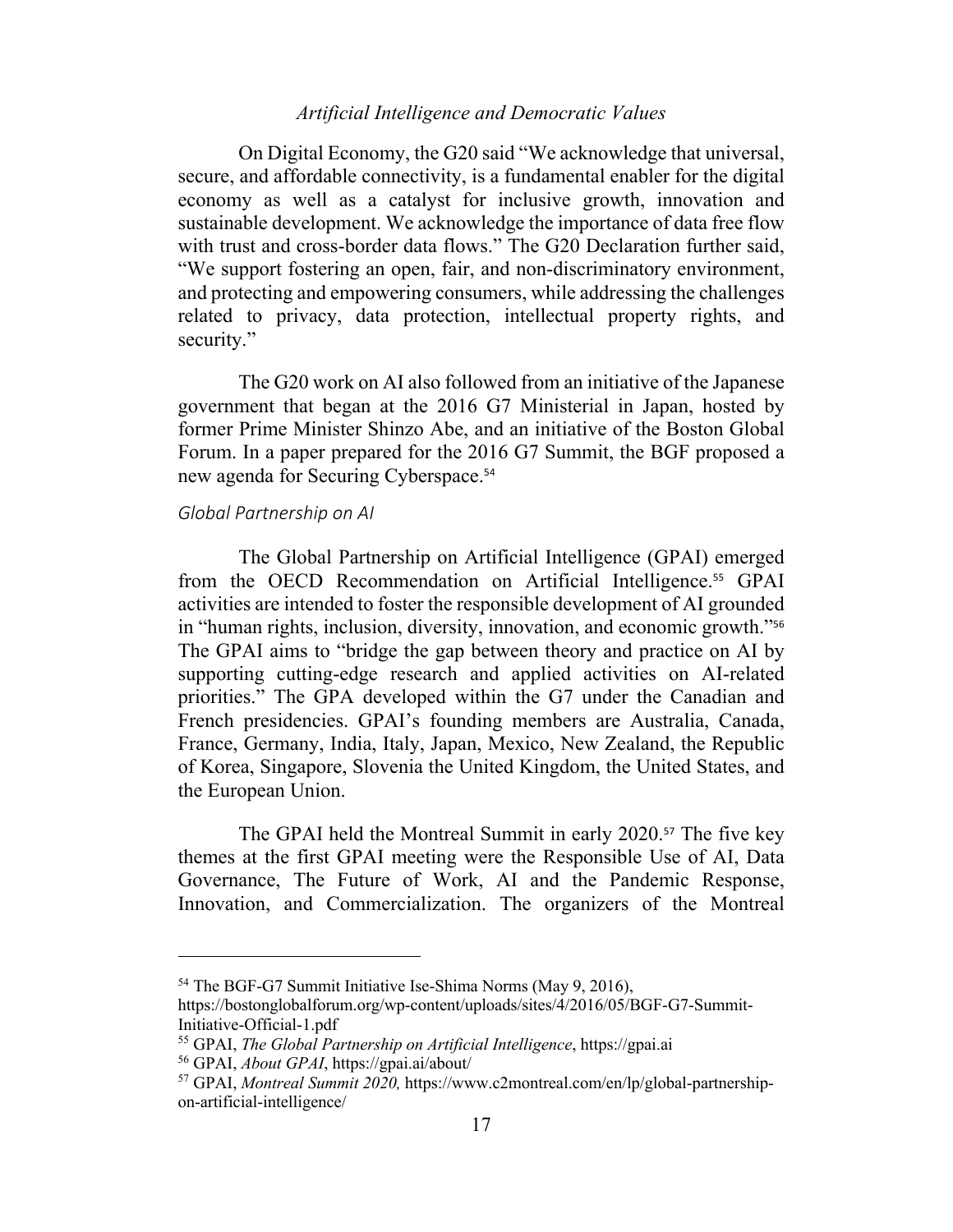On Digital Economy, the G20 said "We acknowledge that universal, secure, and affordable connectivity, is a fundamental enabler for the digital economy as well as a catalyst for inclusive growth, innovation and sustainable development. We acknowledge the importance of data free flow with trust and cross-border data flows." The G20 Declaration further said, "We support fostering an open, fair, and non-discriminatory environment, and protecting and empowering consumers, while addressing the challenges related to privacy, data protection, intellectual property rights, and security."

The G20 work on AI also followed from an initiative of the Japanese government that began at the 2016 G7 Ministerial in Japan, hosted by former Prime Minister Shinzo Abe, and an initiative of the Boston Global Forum. In a paper prepared for the 2016 G7 Summit, the BGF proposed a new agenda for Securing Cyberspace.[54]

*Global Partnership on AI*

The Global Partnership on Artificial Intelligence (GPAI) emerged from the OECD Recommendation on Artificial Intelligence.[55] GPAI activities are intended to foster the responsible development of AI grounded in "human rights, inclusion, diversity, innovation, and economic growth."[56] The GPAI aims to "bridge the gap between theory and practice on AI by supporting cutting-edge research and applied activities on AI-related priorities." The GPA developed within the G7 under the Canadian and French presidencies. GPAI's founding members are Australia, Canada, France, Germany, India, Italy, Japan, Mexico, New Zealand, the Republic of Korea, Singapore, Slovenia the United Kingdom, the United States, and the European Union.

The GPAI held the Montreal Summit in early 2020.[57] The five key themes at the first GPAI meeting were the Responsible Use of AI, Data Governance, The Future of Work, AI and the Pandemic Response, Innovation, and Commercialization. The organizers of the Montreal

---

[54] The BGF-G7 Summit Initiative Ise-Shima Norms (May 9, 2016), https://bostonglobalforum.org/wp-content/uploads/sites/4/2016/05/BGF-G7-Summit-Initiative-Official-1.pdf

[55] GPAI, *The Global Partnership on Artificial Intelligence*, https://gpai.ai

[56] GPAI, *About GPAI*, https://gpai.ai/about/

[57] GPAI, *Montreal Summit 2020,* https://www.c2montreal.com/en/lp/global-partnership-on-artificial-intelligence/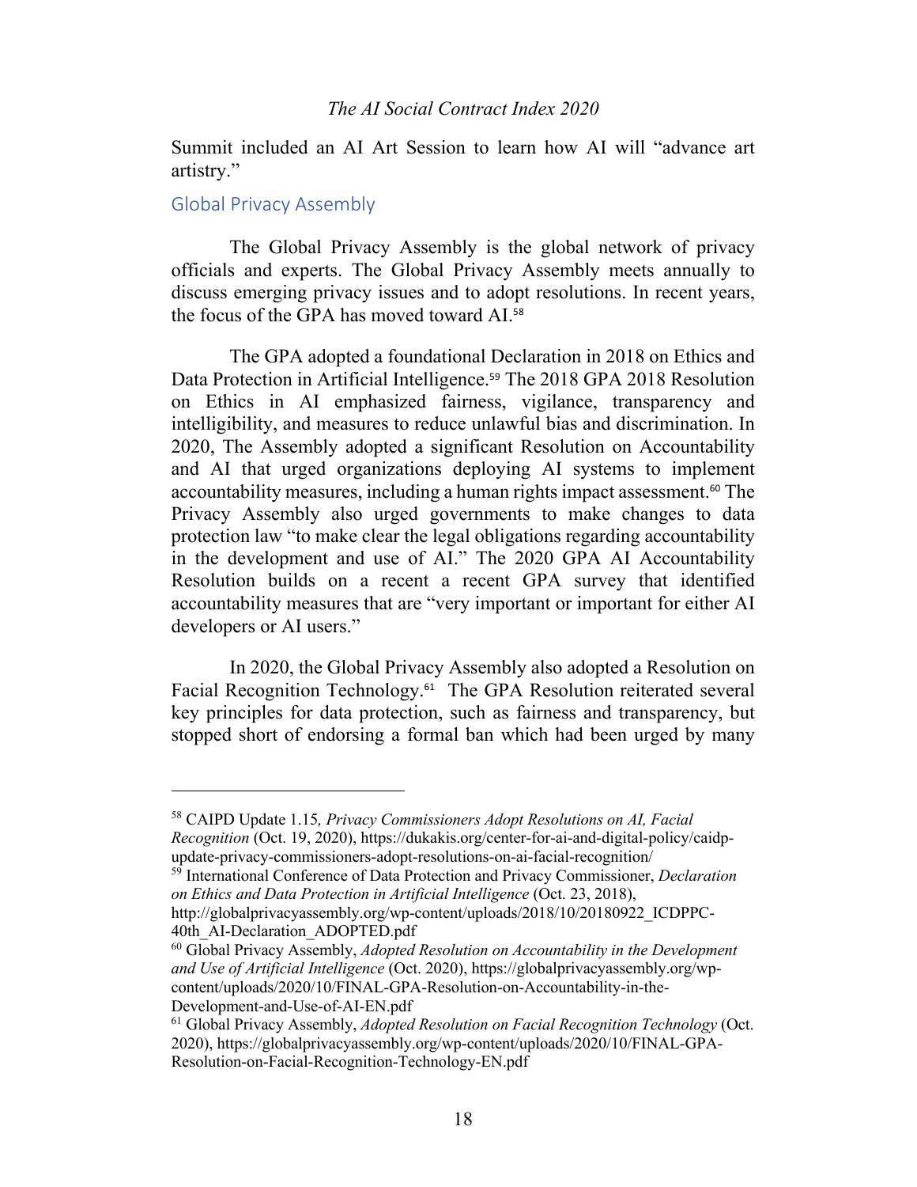Summit included an AI Art Session to learn how AI will "advance art artistry."

## Global Privacy Assembly

The Global Privacy Assembly is the global network of privacy officials and experts. The Global Privacy Assembly meets annually to discuss emerging privacy issues and to adopt resolutions. In recent years, the focus of the GPA has moved toward AI.[58]

The GPA adopted a foundational Declaration in 2018 on Ethics and Data Protection in Artificial Intelligence.[59] The 2018 GPA 2018 Resolution on Ethics in AI emphasized fairness, vigilance, transparency and intelligibility, and measures to reduce unlawful bias and discrimination. In 2020, The Assembly adopted a significant Resolution on Accountability and AI that urged organizations deploying AI systems to implement accountability measures, including a human rights impact assessment.[60] The Privacy Assembly also urged governments to make changes to data protection law "to make clear the legal obligations regarding accountability in the development and use of AI." The 2020 GPA AI Accountability Resolution builds on a recent a recent GPA survey that identified accountability measures that are "very important or important for either AI developers or AI users."

In 2020, the Global Privacy Assembly also adopted a Resolution on Facial Recognition Technology.[61] The GPA Resolution reiterated several key principles for data protection, such as fairness and transparency, but stopped short of endorsing a formal ban which had been urged by many

---

[58] CAIPD Update 1.15, *Privacy Commissioners Adopt Resolutions on AI, Facial Recognition* (Oct. 19, 2020), https://dukakis.org/center-for-ai-and-digital-policy/caidp-update-privacy-commissioners-adopt-resolutions-on-ai-facial-recognition/

[59] International Conference of Data Protection and Privacy Commissioner, *Declaration on Ethics and Data Protection in Artificial Intelligence* (Oct. 23, 2018), http://globalprivacyassembly.org/wp-content/uploads/2018/10/20180922_ICDPPC-40th_AI-Declaration_ADOPTED.pdf

[60] Global Privacy Assembly, *Adopted Resolution on Accountability in the Development and Use of Artificial Intelligence* (Oct. 2020), https://globalprivacyassembly.org/wp-content/uploads/2020/10/FINAL-GPA-Resolution-on-Accountability-in-the-Development-and-Use-of-AI-EN.pdf

[61] Global Privacy Assembly, *Adopted Resolution on Facial Recognition Technology* (Oct. 2020), https://globalprivacyassembly.org/wp-content/uploads/2020/10/FINAL-GPA-Resolution-on-Facial-Recognition-Technology-EN.pdf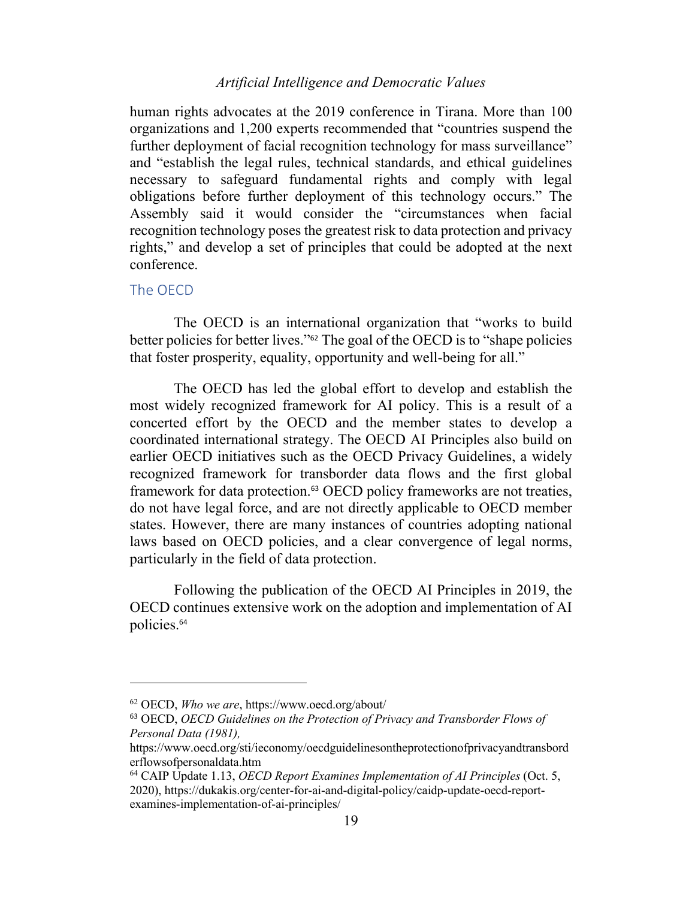human rights advocates at the 2019 conference in Tirana. More than 100 organizations and 1,200 experts recommended that "countries suspend the further deployment of facial recognition technology for mass surveillance" and "establish the legal rules, technical standards, and ethical guidelines necessary to safeguard fundamental rights and comply with legal obligations before further deployment of this technology occurs." The Assembly said it would consider the "circumstances when facial recognition technology poses the greatest risk to data protection and privacy rights," and develop a set of principles that could be adopted at the next conference.

## The OECD

The OECD is an international organization that "works to build better policies for better lives."[62] The goal of the OECD is to "shape policies that foster prosperity, equality, opportunity and well-being for all."

The OECD has led the global effort to develop and establish the most widely recognized framework for AI policy. This is a result of a concerted effort by the OECD and the member states to develop a coordinated international strategy. The OECD AI Principles also build on earlier OECD initiatives such as the OECD Privacy Guidelines, a widely recognized framework for transborder data flows and the first global framework for data protection.[63] OECD policy frameworks are not treaties, do not have legal force, and are not directly applicable to OECD member states. However, there are many instances of countries adopting national laws based on OECD policies, and a clear convergence of legal norms, particularly in the field of data protection.

Following the publication of the OECD AI Principles in 2019, the OECD continues extensive work on the adoption and implementation of AI policies.[64]

---

[62] OECD, *Who we are*, https://www.oecd.org/about/

[63] OECD, *OECD Guidelines on the Protection of Privacy and Transborder Flows of Personal Data (1981),* https://www.oecd.org/sti/ieconomy/oecdguidelinesontheprotectionofprivacyandtransborderflowsofpersonaldata.htm

[64] CAIP Update 1.13, *OECD Report Examines Implementation of AI Principles* (Oct. 5, 2020), https://dukakis.org/center-for-ai-and-digital-policy/caidp-update-oecd-report-examines-implementation-of-ai-principles/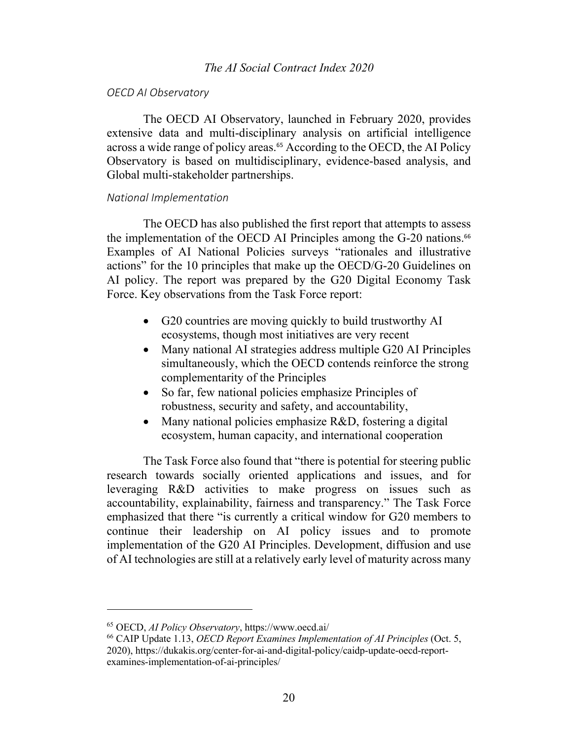*OECD AI Observatory*

The OECD AI Observatory, launched in February 2020, provides extensive data and multi-disciplinary analysis on artificial intelligence across a wide range of policy areas.[65] According to the OECD, the AI Policy Observatory is based on multidisciplinary, evidence-based analysis, and Global multi-stakeholder partnerships.

*National Implementation*

The OECD has also published the first report that attempts to assess the implementation of the OECD AI Principles among the G-20 nations.[66] Examples of AI National Policies surveys "rationales and illustrative actions" for the 10 principles that make up the OECD/G-20 Guidelines on AI policy. The report was prepared by the G20 Digital Economy Task Force. Key observations from the Task Force report:

- G20 countries are moving quickly to build trustworthy AI ecosystems, though most initiatives are very recent
- Many national AI strategies address multiple G20 AI Principles simultaneously, which the OECD contends reinforce the strong complementarity of the Principles
- So far, few national policies emphasize Principles of robustness, security and safety, and accountability,
- Many national policies emphasize R&D, fostering a digital ecosystem, human capacity, and international cooperation

The Task Force also found that "there is potential for steering public research towards socially oriented applications and issues, and for leveraging R&D activities to make progress on issues such as accountability, explainability, fairness and transparency." The Task Force emphasized that there "is currently a critical window for G20 members to continue their leadership on AI policy issues and to promote implementation of the G20 AI Principles. Development, diffusion and use of AI technologies are still at a relatively early level of maturity across many

---

[65] OECD, *AI Policy Observatory*, https://www.oecd.ai/

[66] CAIP Update 1.13, *OECD Report Examines Implementation of AI Principles* (Oct. 5, 2020), https://dukakis.org/center-for-ai-and-digital-policy/caidp-update-oecd-report-examines-implementation-of-ai-principles/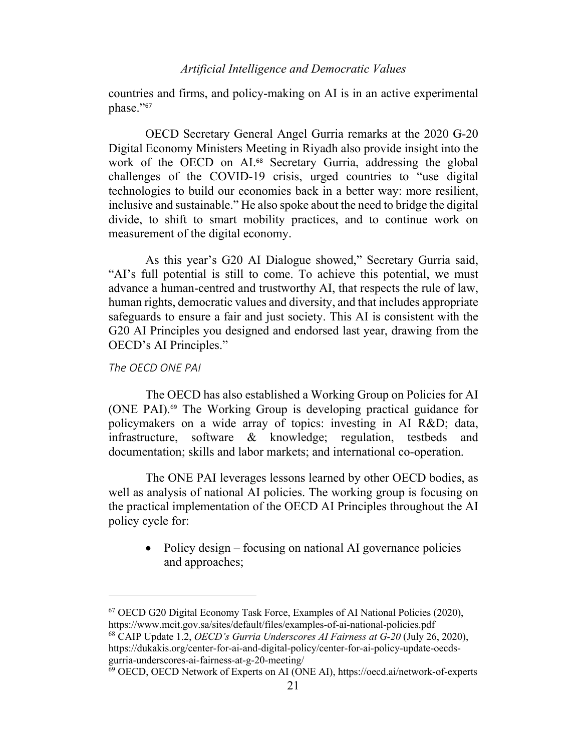countries and firms, and policy-making on AI is in an active experimental phase."[67]

OECD Secretary General Angel Gurria remarks at the 2020 G-20 Digital Economy Ministers Meeting in Riyadh also provide insight into the work of the OECD on AI.[68] Secretary Gurria, addressing the global challenges of the COVID-19 crisis, urged countries to "use digital technologies to build our economies back in a better way: more resilient, inclusive and sustainable." He also spoke about the need to bridge the digital divide, to shift to smart mobility practices, and to continue work on measurement of the digital economy.

As this year's G20 AI Dialogue showed," Secretary Gurria said, "AI's full potential is still to come. To achieve this potential, we must advance a human-centred and trustworthy AI, that respects the rule of law, human rights, democratic values and diversity, and that includes appropriate safeguards to ensure a fair and just society. This AI is consistent with the G20 AI Principles you designed and endorsed last year, drawing from the OECD's AI Principles."

*The OECD ONE PAI*

The OECD has also established a Working Group on Policies for AI (ONE PAI).[69] The Working Group is developing practical guidance for policymakers on a wide array of topics: investing in AI R&D; data, infrastructure, software & knowledge; regulation, testbeds and documentation; skills and labor markets; and international co-operation.

The ONE PAI leverages lessons learned by other OECD bodies, as well as analysis of national AI policies. The working group is focusing on the practical implementation of the OECD AI Principles throughout the AI policy cycle for:

- Policy design – focusing on national AI governance policies and approaches;

---

[67] OECD G20 Digital Economy Task Force, Examples of AI National Policies (2020), https://www.mcit.gov.sa/sites/default/files/examples-of-ai-national-policies.pdf

[68] CAIP Update 1.2, *OECD's Gurria Underscores AI Fairness at G-20* (July 26, 2020), https://dukakis.org/center-for-ai-and-digital-policy/center-for-ai-policy-update-oecds-gurria-underscores-ai-fairness-at-g-20-meeting/

[69] OECD, OECD Network of Experts on AI (ONE AI), https://oecd.ai/network-of-experts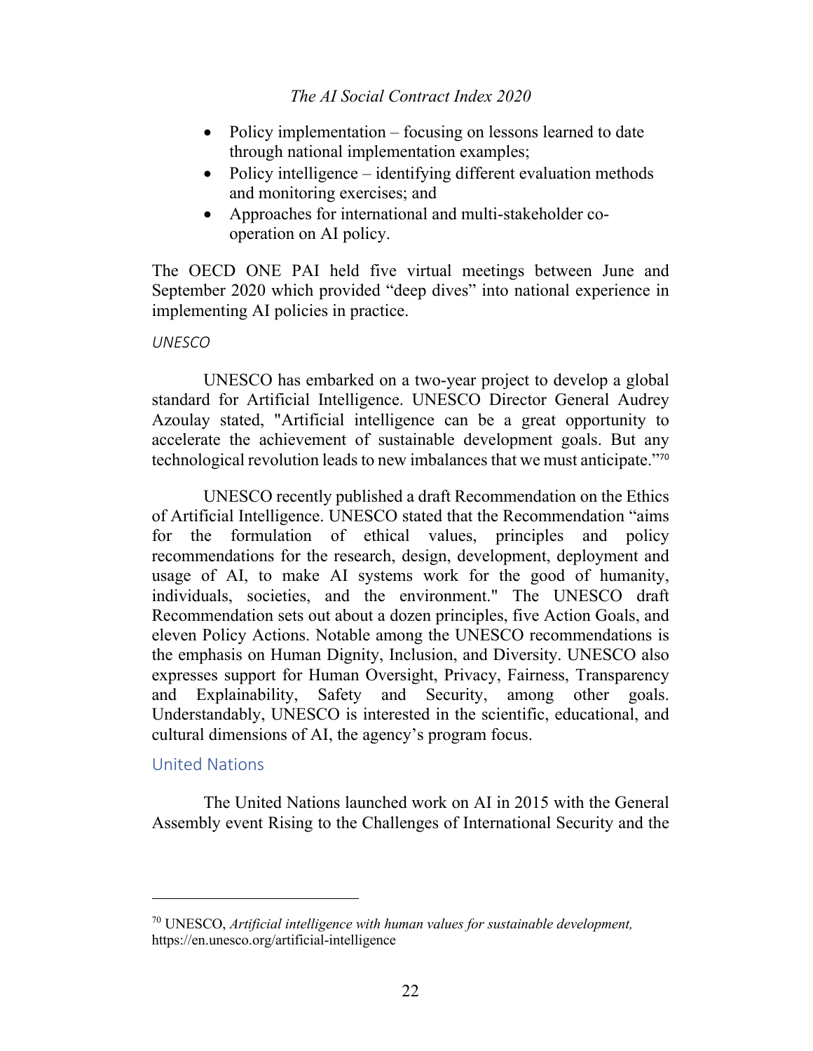- Policy implementation – focusing on lessons learned to date through national implementation examples;
- Policy intelligence – identifying different evaluation methods and monitoring exercises; and
- Approaches for international and multi-stakeholder co-operation on AI policy.

The OECD ONE PAI held five virtual meetings between June and September 2020 which provided "deep dives" into national experience in implementing AI policies in practice.

#### *UNESCO*

UNESCO has embarked on a two-year project to develop a global standard for Artificial Intelligence. UNESCO Director General Audrey Azoulay stated, "Artificial intelligence can be a great opportunity to accelerate the achievement of sustainable development goals. But any technological revolution leads to new imbalances that we must anticipate."[70]

UNESCO recently published a draft Recommendation on the Ethics of Artificial Intelligence. UNESCO stated that the Recommendation "aims for the formulation of ethical values, principles and policy recommendations for the research, design, development, deployment and usage of AI, to make AI systems work for the good of humanity, individuals, societies, and the environment." The UNESCO draft Recommendation sets out about a dozen principles, five Action Goals, and eleven Policy Actions. Notable among the UNESCO recommendations is the emphasis on Human Dignity, Inclusion, and Diversity. UNESCO also expresses support for Human Oversight, Privacy, Fairness, Transparency and Explainability, Safety and Security, among other goals. Understandably, UNESCO is interested in the scientific, educational, and cultural dimensions of AI, the agency's program focus.

### United Nations

The United Nations launched work on AI in 2015 with the General Assembly event Rising to the Challenges of International Security and the

---

[70] UNESCO, *Artificial intelligence with human values for sustainable development,* https://en.unesco.org/artificial-intelligence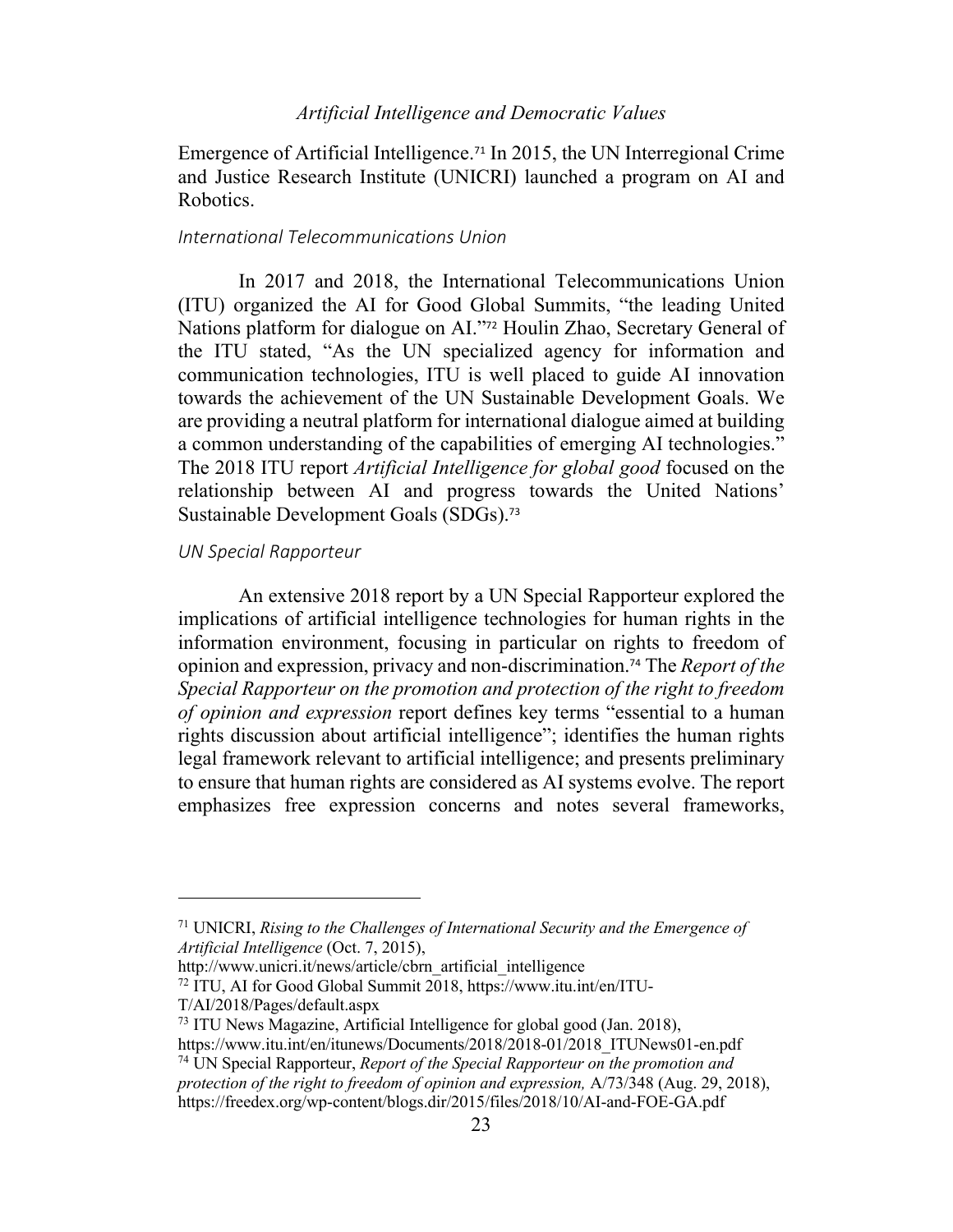Emergence of Artificial Intelligence.[71] In 2015, the UN Interregional Crime and Justice Research Institute (UNICRI) launched a program on AI and Robotics.

### *International Telecommunications Union*

In 2017 and 2018, the International Telecommunications Union (ITU) organized the AI for Good Global Summits, "the leading United Nations platform for dialogue on AI."[72] Houlin Zhao, Secretary General of the ITU stated, "As the UN specialized agency for information and communication technologies, ITU is well placed to guide AI innovation towards the achievement of the UN Sustainable Development Goals. We are providing a neutral platform for international dialogue aimed at building a common understanding of the capabilities of emerging AI technologies." The 2018 ITU report *Artificial Intelligence for global good* focused on the relationship between AI and progress towards the United Nations' Sustainable Development Goals (SDGs).[73]

### *UN Special Rapporteur*

An extensive 2018 report by a UN Special Rapporteur explored the implications of artificial intelligence technologies for human rights in the information environment, focusing in particular on rights to freedom of opinion and expression, privacy and non-discrimination.[74] The *Report of the Special Rapporteur on the promotion and protection of the right to freedom of opinion and expression* report defines key terms "essential to a human rights discussion about artificial intelligence"; identifies the human rights legal framework relevant to artificial intelligence; and presents preliminary to ensure that human rights are considered as AI systems evolve. The report emphasizes free expression concerns and notes several frameworks,

---

[71] UNICRI, *Rising to the Challenges of International Security and the Emergence of Artificial Intelligence* (Oct. 7, 2015), http://www.unicri.it/news/article/cbrn_artificial_intelligence

[72] ITU, AI for Good Global Summit 2018, https://www.itu.int/en/ITU-T/AI/2018/Pages/default.aspx

[73] ITU News Magazine, Artificial Intelligence for global good (Jan. 2018), https://www.itu.int/en/itunews/Documents/2018/2018-01/2018_ITUNews01-en.pdf

[74] UN Special Rapporteur, *Report of the Special Rapporteur on the promotion and protection of the right to freedom of opinion and expression,* A/73/348 (Aug. 29, 2018), https://freedex.org/wp-content/blogs.dir/2015/files/2018/10/AI-and-FOE-GA.pdf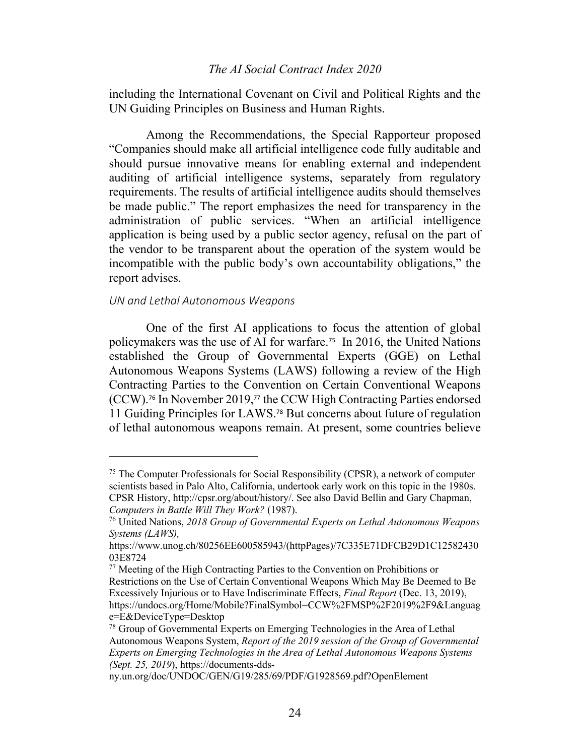including the International Covenant on Civil and Political Rights and the UN Guiding Principles on Business and Human Rights.

Among the Recommendations, the Special Rapporteur proposed "Companies should make all artificial intelligence code fully auditable and should pursue innovative means for enabling external and independent auditing of artificial intelligence systems, separately from regulatory requirements. The results of artificial intelligence audits should themselves be made public." The report emphasizes the need for transparency in the administration of public services. "When an artificial intelligence application is being used by a public sector agency, refusal on the part of the vendor to be transparent about the operation of the system would be incompatible with the public body's own accountability obligations," the report advises.

*UN and Lethal Autonomous Weapons*

One of the first AI applications to focus the attention of global policymakers was the use of AI for warfare.[75] In 2016, the United Nations established the Group of Governmental Experts (GGE) on Lethal Autonomous Weapons Systems (LAWS) following a review of the High Contracting Parties to the Convention on Certain Conventional Weapons (CCW).[76] In November 2019,[77] the CCW High Contracting Parties endorsed 11 Guiding Principles for LAWS.[78] But concerns about future of regulation of lethal autonomous weapons remain. At present, some countries believe

---

[75] The Computer Professionals for Social Responsibility (CPSR), a network of computer scientists based in Palo Alto, California, undertook early work on this topic in the 1980s. CPSR History, http://cpsr.org/about/history/. See also David Bellin and Gary Chapman, *Computers in Battle Will They Work?* (1987).

[76] United Nations, *2018 Group of Governmental Experts on Lethal Autonomous Weapons Systems (LAWS),* https://www.unog.ch/80256EE600585943/(httpPages)/7C335E71DFCB29D1C1258243003E8724

[77] Meeting of the High Contracting Parties to the Convention on Prohibitions or Restrictions on the Use of Certain Conventional Weapons Which May Be Deemed to Be Excessively Injurious or to Have Indiscriminate Effects, *Final Report* (Dec. 13, 2019), https://undocs.org/Home/Mobile?FinalSymbol=CCW%2FMSP%2F2019%2F9&Language=E&DeviceType=Desktop

[78] Group of Governmental Experts on Emerging Technologies in the Area of Lethal Autonomous Weapons System, *Report of the 2019 session of the Group of Governmental Experts on Emerging Technologies in the Area of Lethal Autonomous Weapons Systems (Sept. 25, 2019)*, https://documents-dds-ny.un.org/doc/UNDOC/GEN/G19/285/69/PDF/G1928569.pdf?OpenElement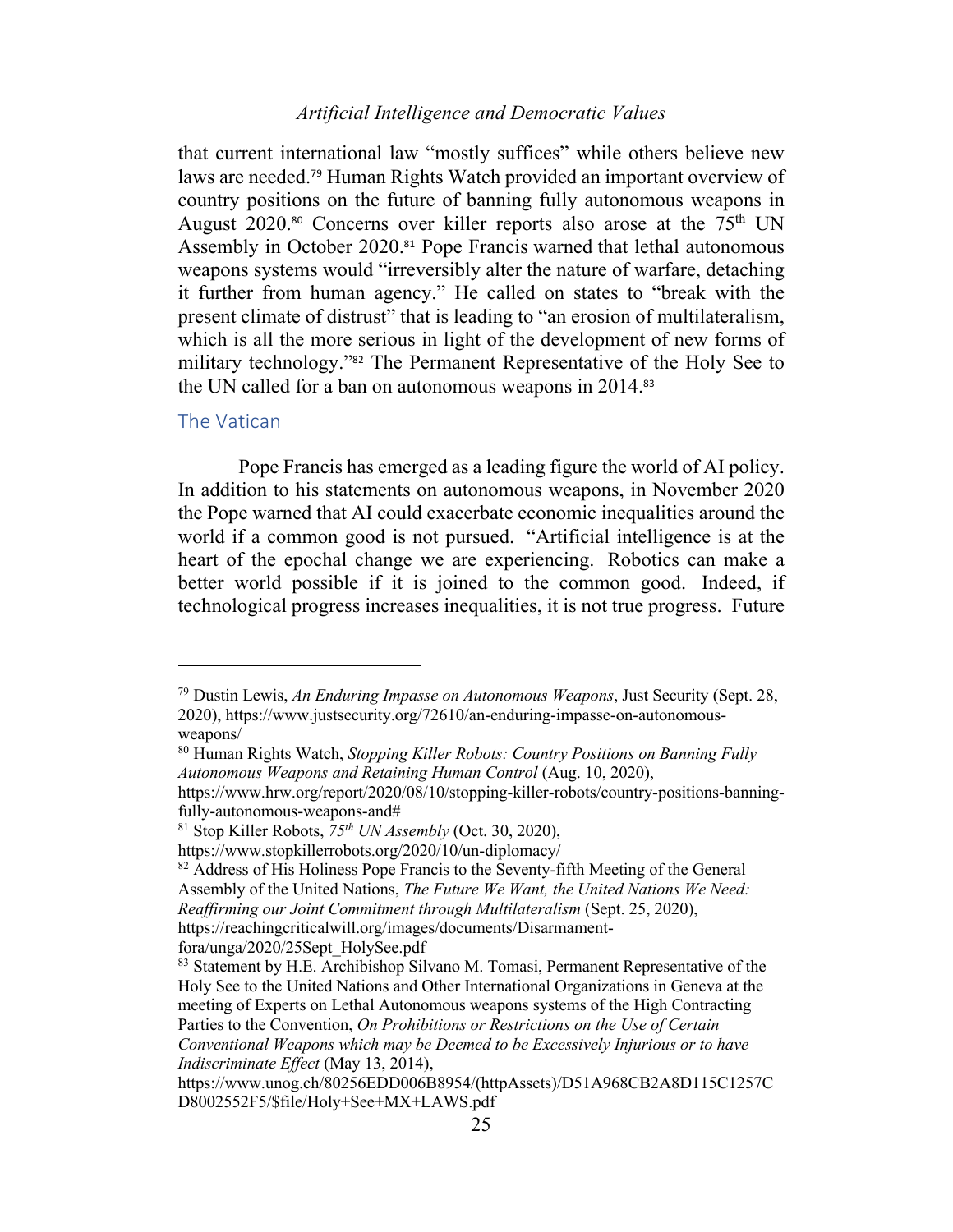that current international law "mostly suffices" while others believe new laws are needed.[79] Human Rights Watch provided an important overview of country positions on the future of banning fully autonomous weapons in August 2020.[80] Concerns over killer reports also arose at the 75th UN Assembly in October 2020.[81] Pope Francis warned that lethal autonomous weapons systems would "irreversibly alter the nature of warfare, detaching it further from human agency." He called on states to "break with the present climate of distrust" that is leading to "an erosion of multilateralism, which is all the more serious in light of the development of new forms of military technology."[82] The Permanent Representative of the Holy See to the UN called for a ban on autonomous weapons in 2014.[83]

### The Vatican

Pope Francis has emerged as a leading figure the world of AI policy. In addition to his statements on autonomous weapons, in November 2020 the Pope warned that AI could exacerbate economic inequalities around the world if a common good is not pursued. "Artificial intelligence is at the heart of the epochal change we are experiencing. Robotics can make a better world possible if it is joined to the common good. Indeed, if technological progress increases inequalities, it is not true progress. Future

---

[79] Dustin Lewis, *An Enduring Impasse on Autonomous Weapons*, Just Security (Sept. 28, 2020), https://www.justsecurity.org/72610/an-enduring-impasse-on-autonomous-weapons/

[80] Human Rights Watch, *Stopping Killer Robots: Country Positions on Banning Fully Autonomous Weapons and Retaining Human Control* (Aug. 10, 2020), https://www.hrw.org/report/2020/08/10/stopping-killer-robots/country-positions-banning-fully-autonomous-weapons-and#

[81] Stop Killer Robots, *75th UN Assembly* (Oct. 30, 2020), https://www.stopkillerrobots.org/2020/10/un-diplomacy/

[82] Address of His Holiness Pope Francis to the Seventy-fifth Meeting of the General Assembly of the United Nations, *The Future We Want, the United Nations We Need: Reaffirming our Joint Commitment through Multilateralism* (Sept. 25, 2020), https://reachingcriticalwill.org/images/documents/Disarmament-fora/unga/2020/25Sept_HolySee.pdf

[83] Statement by H.E. Archibishop Silvano M. Tomasi, Permanent Representative of the Holy See to the United Nations and Other International Organizations in Geneva at the meeting of Experts on Lethal Autonomous weapons systems of the High Contracting Parties to the Convention, *On Prohibitions or Restrictions on the Use of Certain Conventional Weapons which may be Deemed to be Excessively Injurious or to have Indiscriminate Effect* (May 13, 2014), https://www.unog.ch/80256EDD006B8954/(httpAssets)/D51A968CB2A8D115C1257CD8002552F5/$file/Holy+See+MX+LAWS.pdf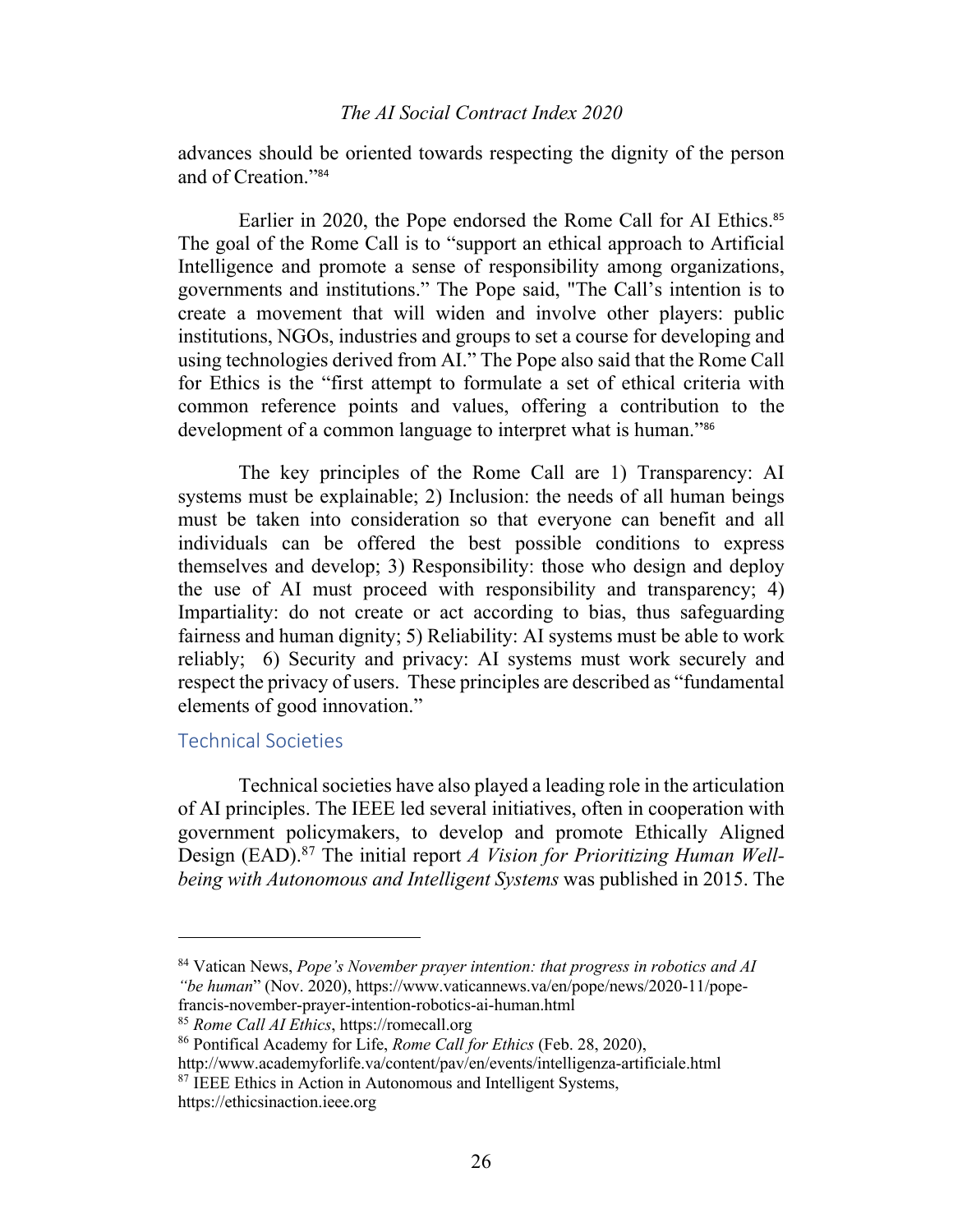advances should be oriented towards respecting the dignity of the person and of Creation."[84]

Earlier in 2020, the Pope endorsed the Rome Call for AI Ethics.[85] The goal of the Rome Call is to "support an ethical approach to Artificial Intelligence and promote a sense of responsibility among organizations, governments and institutions." The Pope said, "The Call's intention is to create a movement that will widen and involve other players: public institutions, NGOs, industries and groups to set a course for developing and using technologies derived from AI." The Pope also said that the Rome Call for Ethics is the "first attempt to formulate a set of ethical criteria with common reference points and values, offering a contribution to the development of a common language to interpret what is human."[86]

The key principles of the Rome Call are 1) Transparency: AI systems must be explainable; 2) Inclusion: the needs of all human beings must be taken into consideration so that everyone can benefit and all individuals can be offered the best possible conditions to express themselves and develop; 3) Responsibility: those who design and deploy the use of AI must proceed with responsibility and transparency; 4) Impartiality: do not create or act according to bias, thus safeguarding fairness and human dignity; 5) Reliability: AI systems must be able to work reliably; 6) Security and privacy: AI systems must work securely and respect the privacy of users. These principles are described as "fundamental elements of good innovation."

### Technical Societies

Technical societies have also played a leading role in the articulation of AI principles. The IEEE led several initiatives, often in cooperation with government policymakers, to develop and promote Ethically Aligned Design (EAD).[87] The initial report *A Vision for Prioritizing Human Well-being with Autonomous and Intelligent Systems* was published in 2015. The

---

[84] Vatican News, *Pope's November prayer intention: that progress in robotics and AI "be human*" (Nov. 2020), https://www.vaticannews.va/en/pope/news/2020-11/pope-francis-november-prayer-intention-robotics-ai-human.html

[85] *Rome Call AI Ethics*, https://romecall.org

[86] Pontifical Academy for Life, *Rome Call for Ethics* (Feb. 28, 2020), http://www.academyforlife.va/content/pav/en/events/intelligenza-artificiale.html

[87] IEEE Ethics in Action in Autonomous and Intelligent Systems, https://ethicsinaction.ieee.org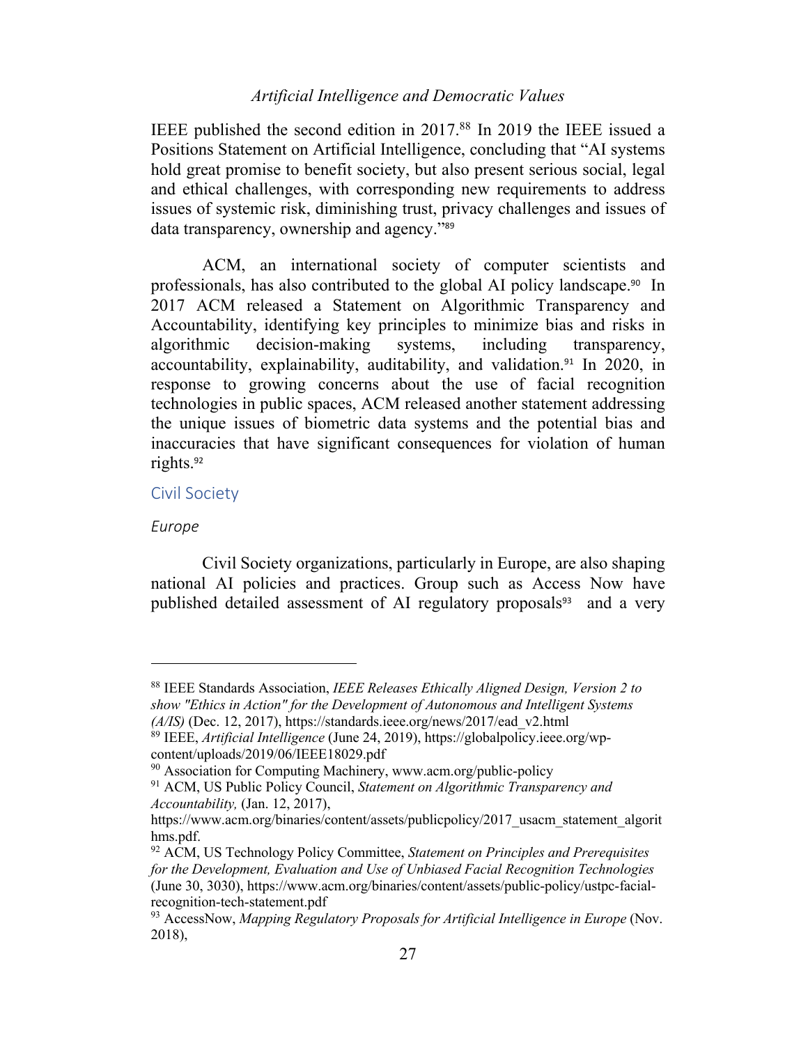IEEE published the second edition in 2017.[88] In 2019 the IEEE issued a Positions Statement on Artificial Intelligence, concluding that "AI systems hold great promise to benefit society, but also present serious social, legal and ethical challenges, with corresponding new requirements to address issues of systemic risk, diminishing trust, privacy challenges and issues of data transparency, ownership and agency."[89]

ACM, an international society of computer scientists and professionals, has also contributed to the global AI policy landscape.[90] In 2017 ACM released a Statement on Algorithmic Transparency and Accountability, identifying key principles to minimize bias and risks in algorithmic decision-making systems, including transparency, accountability, explainability, auditability, and validation.[91] In 2020, in response to growing concerns about the use of facial recognition technologies in public spaces, ACM released another statement addressing the unique issues of biometric data systems and the potential bias and inaccuracies that have significant consequences for violation of human rights.[92]

## Civil Society

### *Europe*

Civil Society organizations, particularly in Europe, are also shaping national AI policies and practices. Group such as Access Now have published detailed assessment of AI regulatory proposals[93] and a very

---

[88] IEEE Standards Association, *IEEE Releases Ethically Aligned Design, Version 2 to show "Ethics in Action" for the Development of Autonomous and Intelligent Systems (A/IS)* (Dec. 12, 2017), https://standards.ieee.org/news/2017/ead_v2.html

[89] IEEE, *Artificial Intelligence* (June 24, 2019), https://globalpolicy.ieee.org/wp-content/uploads/2019/06/IEEE18029.pdf

[90] Association for Computing Machinery, www.acm.org/public-policy

[91] ACM, US Public Policy Council, *Statement on Algorithmic Transparency and Accountability,* (Jan. 12, 2017), https://www.acm.org/binaries/content/assets/publicpolicy/2017_usacm_statement_algorithms.pdf.

[92] ACM, US Technology Policy Committee, *Statement on Principles and Prerequisites for the Development, Evaluation and Use of Unbiased Facial Recognition Technologies* (June 30, 3030), https://www.acm.org/binaries/content/assets/public-policy/ustpc-facial-recognition-tech-statement.pdf

[93] AccessNow, *Mapping Regulatory Proposals for Artificial Intelligence in Europe* (Nov. 2018),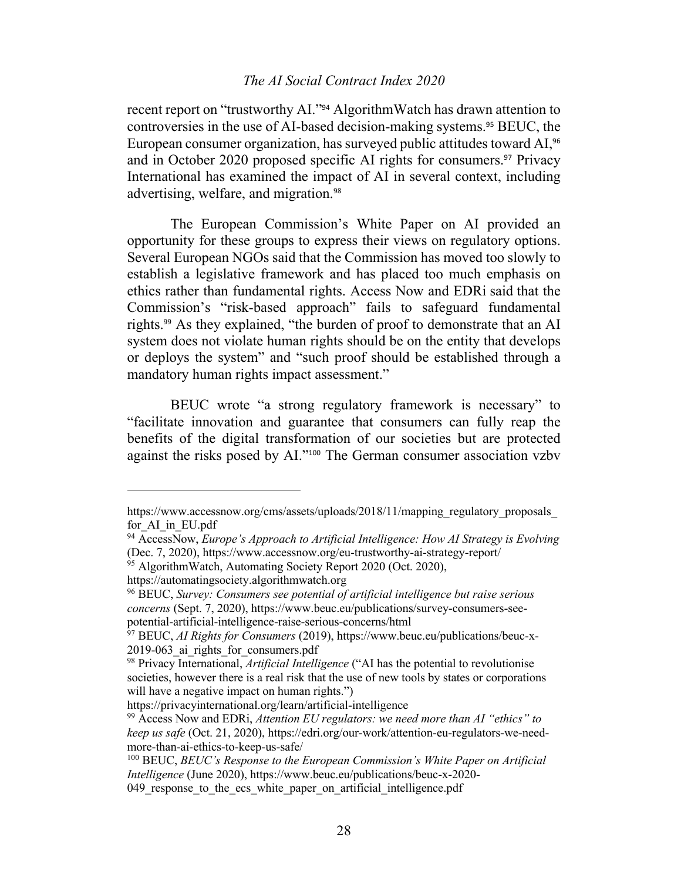recent report on "trustworthy AI."[94] AlgorithmWatch has drawn attention to controversies in the use of AI-based decision-making systems.[95] BEUC, the European consumer organization, has surveyed public attitudes toward AI,[96] and in October 2020 proposed specific AI rights for consumers.[97] Privacy International has examined the impact of AI in several context, including advertising, welfare, and migration.[98]

The European Commission's White Paper on AI provided an opportunity for these groups to express their views on regulatory options. Several European NGOs said that the Commission has moved too slowly to establish a legislative framework and has placed too much emphasis on ethics rather than fundamental rights. Access Now and EDRi said that the Commission's "risk-based approach" fails to safeguard fundamental rights.[99] As they explained, "the burden of proof to demonstrate that an AI system does not violate human rights should be on the entity that develops or deploys the system" and "such proof should be established through a mandatory human rights impact assessment."

BEUC wrote "a strong regulatory framework is necessary" to "facilitate innovation and guarantee that consumers can fully reap the benefits of the digital transformation of our societies but are protected against the risks posed by AI."[100] The German consumer association vzbv

---

https://www.accessnow.org/cms/assets/uploads/2018/11/mapping_regulatory_proposals_for_AI_in_EU.pdf

[94] AccessNow, *Europe's Approach to Artificial Intelligence: How AI Strategy is Evolving* (Dec. 7, 2020), https://www.accessnow.org/eu-trustworthy-ai-strategy-report/

[95] AlgorithmWatch, Automating Society Report 2020 (Oct. 2020), https://automatingsociety.algorithmwatch.org

[96] BEUC, *Survey: Consumers see potential of artificial intelligence but raise serious concerns* (Sept. 7, 2020), https://www.beuc.eu/publications/survey-consumers-see-potential-artificial-intelligence-raise-serious-concerns/html

[97] BEUC, *AI Rights for Consumers* (2019), https://www.beuc.eu/publications/beuc-x-2019-063_ai_rights_for_consumers.pdf

[98] Privacy International, *Artificial Intelligence* ("AI has the potential to revolutionise societies, however there is a real risk that the use of new tools by states or corporations will have a negative impact on human rights.") https://privacyinternational.org/learn/artificial-intelligence

[99] Access Now and EDRi, *Attention EU regulators: we need more than AI "ethics" to keep us safe* (Oct. 21, 2020), https://edri.org/our-work/attention-eu-regulators-we-need-more-than-ai-ethics-to-keep-us-safe/

[100] BEUC, *BEUC's Response to the European Commission's White Paper on Artificial Intelligence* (June 2020), https://www.beuc.eu/publications/beuc-x-2020-049_response_to_the_ecs_white_paper_on_artificial_intelligence.pdf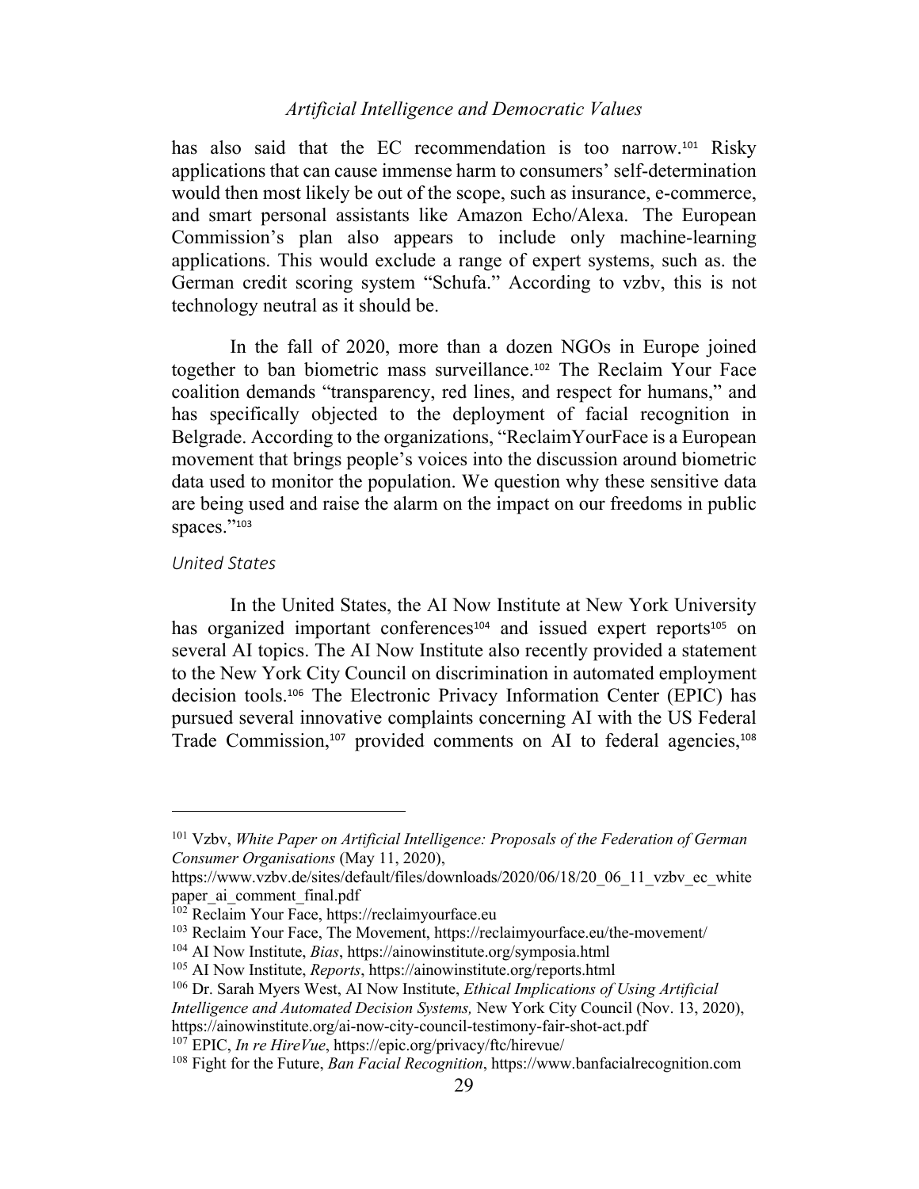has also said that the EC recommendation is too narrow.[101] Risky applications that can cause immense harm to consumers' self-determination would then most likely be out of the scope, such as insurance, e-commerce, and smart personal assistants like Amazon Echo/Alexa. The European Commission's plan also appears to include only machine-learning applications. This would exclude a range of expert systems, such as. the German credit scoring system "Schufa." According to vzbv, this is not technology neutral as it should be.

In the fall of 2020, more than a dozen NGOs in Europe joined together to ban biometric mass surveillance.[102] The Reclaim Your Face coalition demands "transparency, red lines, and respect for humans," and has specifically objected to the deployment of facial recognition in Belgrade. According to the organizations, "ReclaimYourFace is a European movement that brings people's voices into the discussion around biometric data used to monitor the population. We question why these sensitive data are being used and raise the alarm on the impact on our freedoms in public spaces."[103]

### *United States*

In the United States, the AI Now Institute at New York University has organized important conferences[104] and issued expert reports[105] on several AI topics. The AI Now Institute also recently provided a statement to the New York City Council on discrimination in automated employment decision tools.[106] The Electronic Privacy Information Center (EPIC) has pursued several innovative complaints concerning AI with the US Federal Trade Commission,[107] provided comments on AI to federal agencies,[108]

---

[101] Vzbv, *White Paper on Artificial Intelligence: Proposals of the Federation of German Consumer Organisations* (May 11, 2020), https://www.vzbv.de/sites/default/files/downloads/2020/06/18/20_06_11_vzbv_ec_white paper_ai_comment_final.pdf

[102] Reclaim Your Face, https://reclaimyourface.eu

[103] Reclaim Your Face, The Movement, https://reclaimyourface.eu/the-movement/

[104] AI Now Institute, *Bias*, https://ainowinstitute.org/symposia.html

[105] AI Now Institute, *Reports*, https://ainowinstitute.org/reports.html

[106] Dr. Sarah Myers West, AI Now Institute, *Ethical Implications of Using Artificial Intelligence and Automated Decision Systems,* New York City Council (Nov. 13, 2020), https://ainowinstitute.org/ai-now-city-council-testimony-fair-shot-act.pdf

[107] EPIC, *In re HireVue*, https://epic.org/privacy/ftc/hirevue/

[108] Fight for the Future, *Ban Facial Recognition*, https://www.banfacialrecognition.com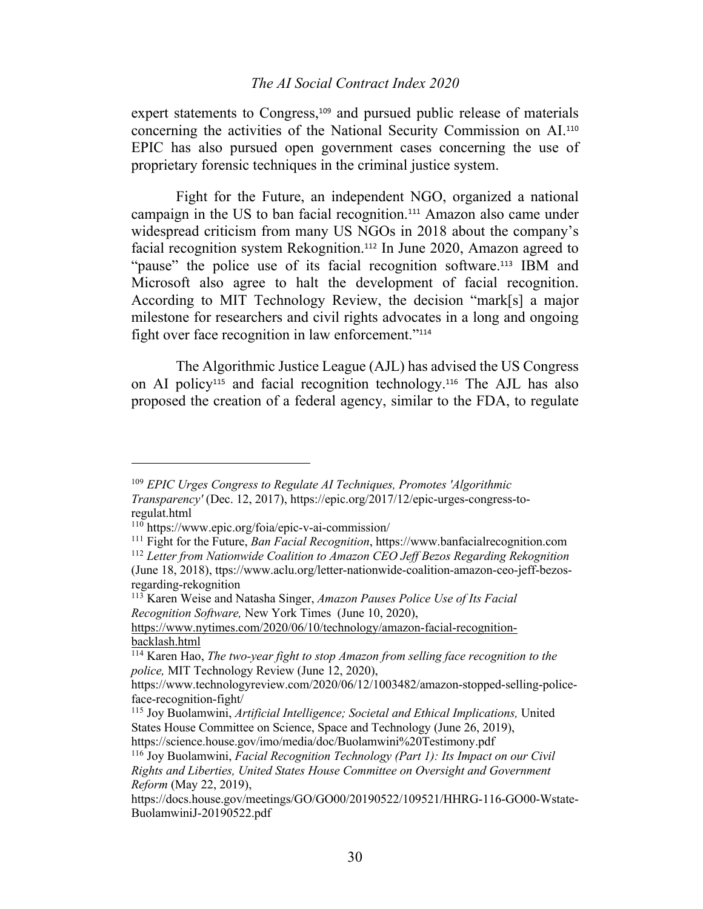expert statements to Congress,[109] and pursued public release of materials concerning the activities of the National Security Commission on AI.[110] EPIC has also pursued open government cases concerning the use of proprietary forensic techniques in the criminal justice system.

Fight for the Future, an independent NGO, organized a national campaign in the US to ban facial recognition.[111] Amazon also came under widespread criticism from many US NGOs in 2018 about the company's facial recognition system Rekognition.[112] In June 2020, Amazon agreed to "pause" the police use of its facial recognition software.[113] IBM and Microsoft also agree to halt the development of facial recognition. According to MIT Technology Review, the decision "mark[s] a major milestone for researchers and civil rights advocates in a long and ongoing fight over face recognition in law enforcement."[114]

The Algorithmic Justice League (AJL) has advised the US Congress on AI policy[115] and facial recognition technology.[116] The AJL has also proposed the creation of a federal agency, similar to the FDA, to regulate

---

[109] *EPIC Urges Congress to Regulate AI Techniques, Promotes 'Algorithmic Transparency'* (Dec. 12, 2017), https://epic.org/2017/12/epic-urges-congress-to-regulat.html

[110] https://www.epic.org/foia/epic-v-ai-commission/

[111] Fight for the Future, *Ban Facial Recognition*, https://www.banfacialrecognition.com

[112] *Letter from Nationwide Coalition to Amazon CEO Jeff Bezos Regarding Rekognition* (June 18, 2018), ttps://www.aclu.org/letter-nationwide-coalition-amazon-ceo-jeff-bezos-regarding-rekognition

[113] Karen Weise and Natasha Singer, *Amazon Pauses Police Use of Its Facial Recognition Software,* New York Times (June 10, 2020), https://www.nytimes.com/2020/06/10/technology/amazon-facial-recognition-backlash.html

[114] Karen Hao, *The two-year fight to stop Amazon from selling face recognition to the police,* MIT Technology Review (June 12, 2020), https://www.technologyreview.com/2020/06/12/1003482/amazon-stopped-selling-police-face-recognition-fight/

[115] Joy Buolamwini, *Artificial Intelligence; Societal and Ethical Implications,* United States House Committee on Science, Space and Technology (June 26, 2019), https://science.house.gov/imo/media/doc/Buolamwini%20Testimony.pdf

[116] Joy Buolamwini, *Facial Recognition Technology (Part 1): Its Impact on our Civil Rights and Liberties, United States House Committee on Oversight and Government Reform* (May 22, 2019), https://docs.house.gov/meetings/GO/GO00/20190522/109521/HHRG-116-GO00-Wstate-BuolamwiniJ-20190522.pdf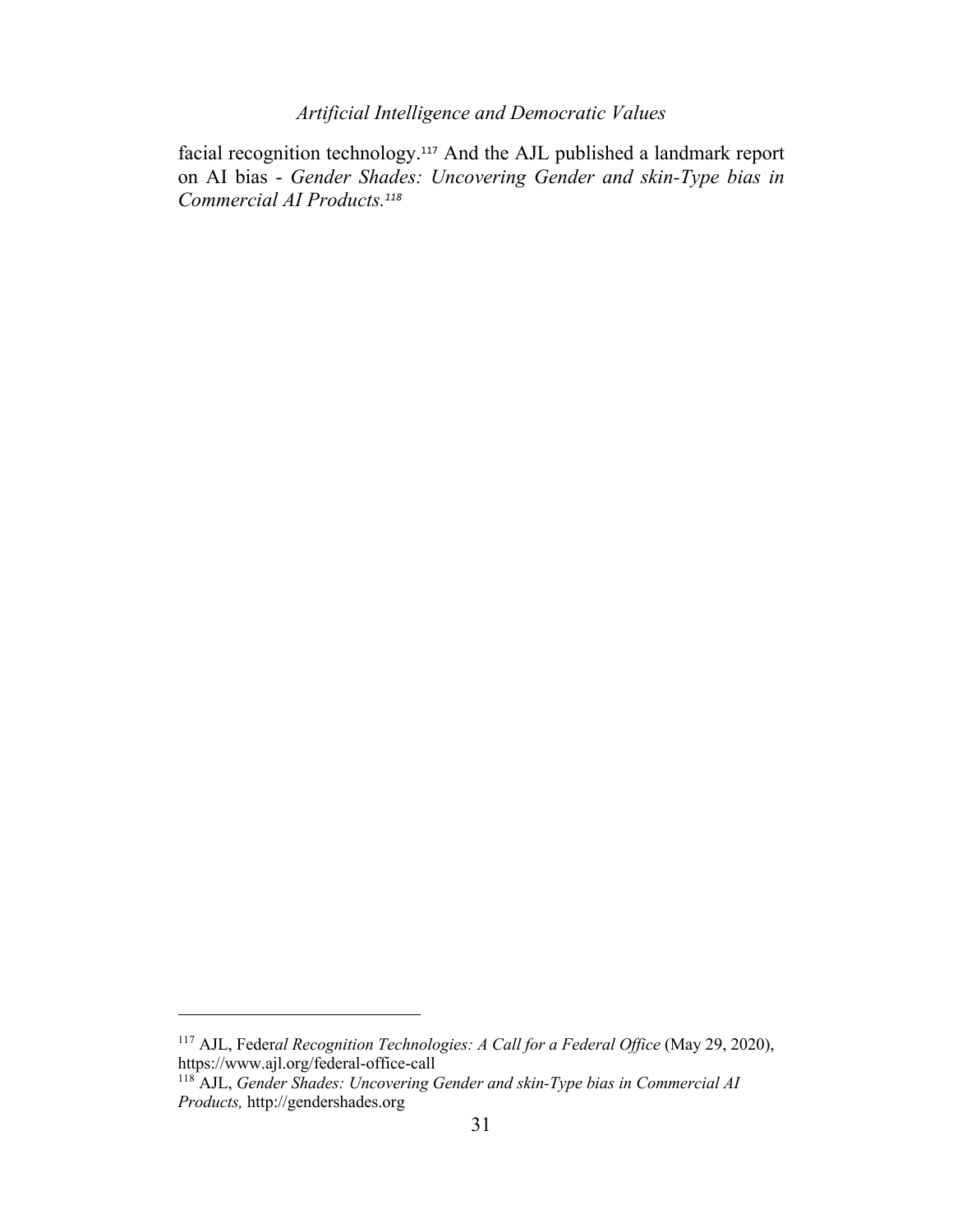facial recognition technology.[117] And the AJL published a landmark report on AI bias - *Gender Shades: Uncovering Gender and skin-Type bias in Commercial AI Products.*[118]

---

[117] AJL, Feder*al Recognition Technologies: A Call for a Federal Office* (May 29, 2020), https://www.ajl.org/federal-office-call

[118] AJL, *Gender Shades: Uncovering Gender and skin-Type bias in Commercial AI Products,* http://gendershades.org